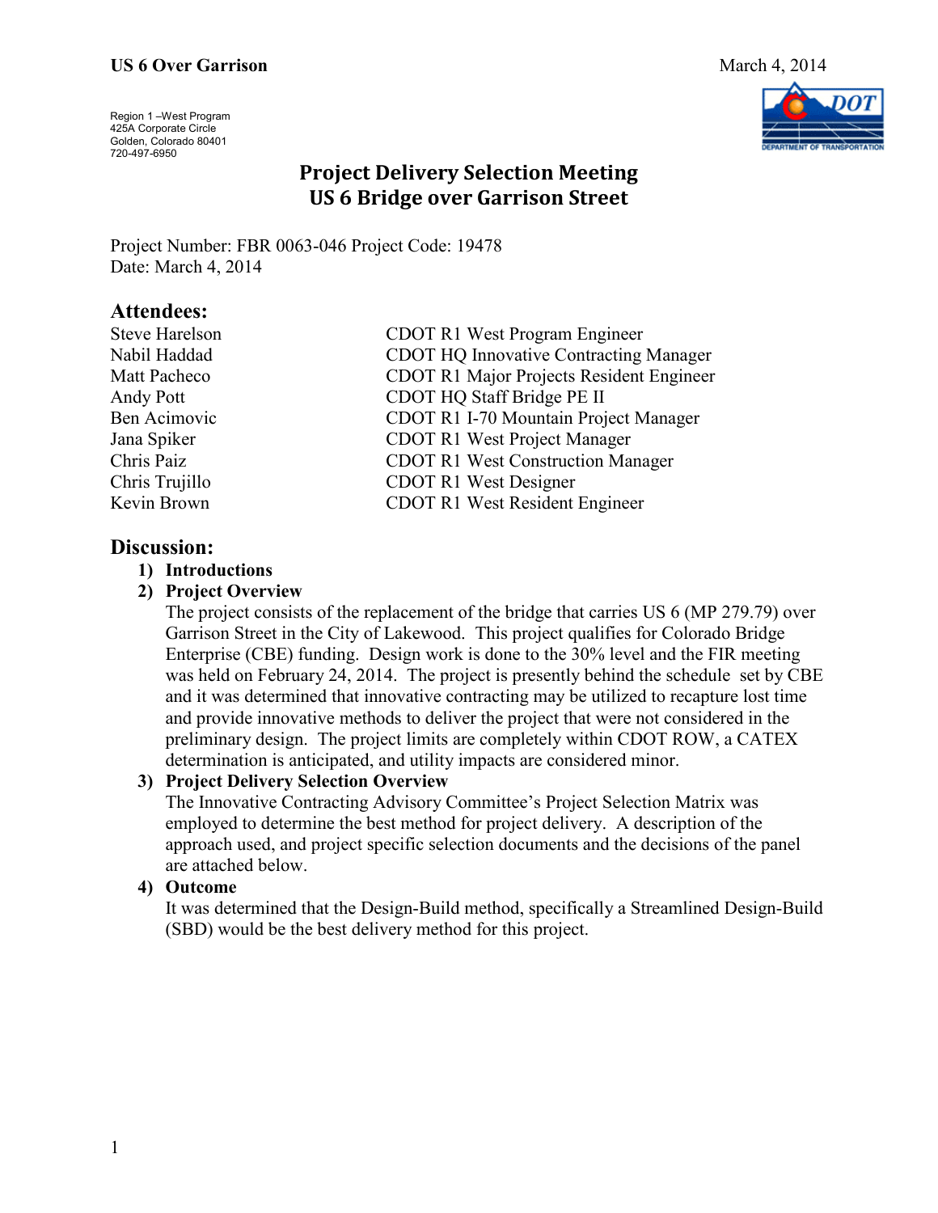Region 1 –West Program
425A Corporate Circle
Golden, Colorado 80401
720-497-6950

# Project Delivery Selection Meeting
# US 6 Bridge over Garrison Street

Project Number: FBR 0063-046 Project Code: 19478
Date: March 4, 2014

## Attendees:

| | |
|---|---|
| Steve Harelson | CDOT R1 West Program Engineer |
| Nabil Haddad | CDOT HQ Innovative Contracting Manager |
| Matt Pacheco | CDOT R1 Major Projects Resident Engineer |
| Andy Pott | CDOT HQ Staff Bridge PE II |
| Ben Acimovic | CDOT R1 I-70 Mountain Project Manager |
| Jana Spiker | CDOT R1 West Project Manager |
| Chris Paiz | CDOT R1 West Construction Manager |
| Chris Trujillo | CDOT R1 West Designer |
| Kevin Brown | CDOT R1 West Resident Engineer |

## Discussion:

1) **Introductions**
2) **Project Overview**
   The project consists of the replacement of the bridge that carries US 6 (MP 279.79) over Garrison Street in the City of Lakewood. This project qualifies for Colorado Bridge Enterprise (CBE) funding. Design work is done to the 30% level and the FIR meeting was held on February 24, 2014. The project is presently behind the schedule set by CBE and it was determined that innovative contracting may be utilized to recapture lost time and provide innovative methods to deliver the project that were not considered in the preliminary design. The project limits are completely within CDOT ROW, a CATEX determination is anticipated, and utility impacts are considered minor.
3) **Project Delivery Selection Overview**
   The Innovative Contracting Advisory Committee's Project Selection Matrix was employed to determine the best method for project delivery. A description of the approach used, and project specific selection documents and the decisions of the panel are attached below.
4) **Outcome**
   It was determined that the Design-Build method, specifically a Streamlined Design-Build (SBD) would be the best delivery method for this project.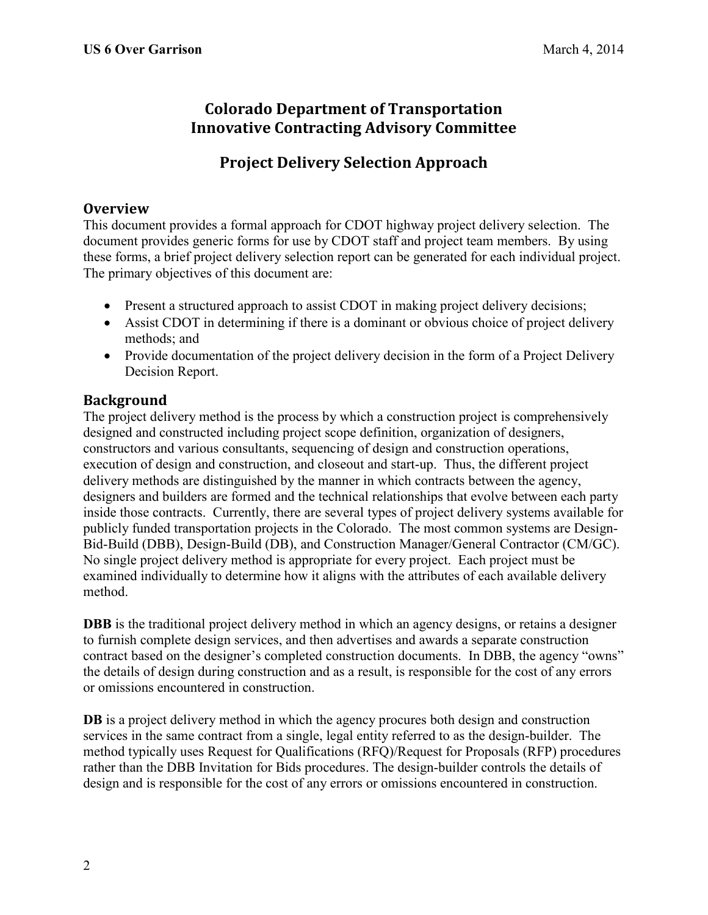# Colorado Department of Transportation
# Innovative Contracting Advisory Committee

## Project Delivery Selection Approach

### Overview

This document provides a formal approach for CDOT highway project delivery selection. The document provides generic forms for use by CDOT staff and project team members. By using these forms, a brief project delivery selection report can be generated for each individual project. The primary objectives of this document are:

- Present a structured approach to assist CDOT in making project delivery decisions;
- Assist CDOT in determining if there is a dominant or obvious choice of project delivery methods; and
- Provide documentation of the project delivery decision in the form of a Project Delivery Decision Report.

### Background

The project delivery method is the process by which a construction project is comprehensively designed and constructed including project scope definition, organization of designers, constructors and various consultants, sequencing of design and construction operations, execution of design and construction, and closeout and start-up. Thus, the different project delivery methods are distinguished by the manner in which contracts between the agency, designers and builders are formed and the technical relationships that evolve between each party inside those contracts. Currently, there are several types of project delivery systems available for publicly funded transportation projects in the Colorado. The most common systems are Design-Bid-Build (DBB), Design-Build (DB), and Construction Manager/General Contractor (CM/GC). No single project delivery method is appropriate for every project. Each project must be examined individually to determine how it aligns with the attributes of each available delivery method.

**DBB** is the traditional project delivery method in which an agency designs, or retains a designer to furnish complete design services, and then advertises and awards a separate construction contract based on the designer's completed construction documents. In DBB, the agency "owns" the details of design during construction and as a result, is responsible for the cost of any errors or omissions encountered in construction.

**DB** is a project delivery method in which the agency procures both design and construction services in the same contract from a single, legal entity referred to as the design-builder. The method typically uses Request for Qualifications (RFQ)/Request for Proposals (RFP) procedures rather than the DBB Invitation for Bids procedures. The design-builder controls the details of design and is responsible for the cost of any errors or omissions encountered in construction.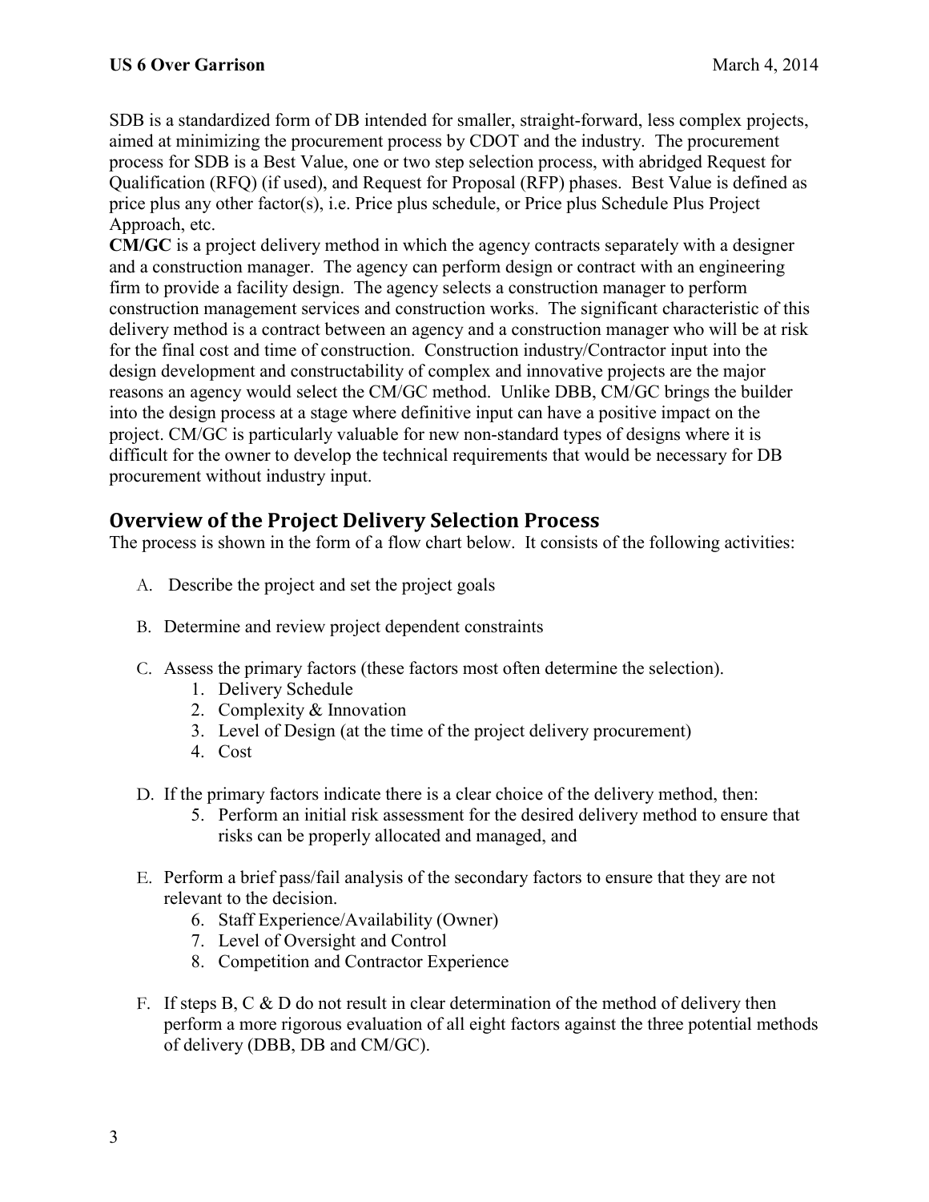SDB is a standardized form of DB intended for smaller, straight-forward, less complex projects, aimed at minimizing the procurement process by CDOT and the industry. The procurement process for SDB is a Best Value, one or two step selection process, with abridged Request for Qualification (RFQ) (if used), and Request for Proposal (RFP) phases. Best Value is defined as price plus any other factor(s), i.e. Price plus schedule, or Price plus Schedule Plus Project Approach, etc.

**CM/GC** is a project delivery method in which the agency contracts separately with a designer and a construction manager. The agency can perform design or contract with an engineering firm to provide a facility design. The agency selects a construction manager to perform construction management services and construction works. The significant characteristic of this delivery method is a contract between an agency and a construction manager who will be at risk for the final cost and time of construction. Construction industry/Contractor input into the design development and constructability of complex and innovative projects are the major reasons an agency would select the CM/GC method. Unlike DBB, CM/GC brings the builder into the design process at a stage where definitive input can have a positive impact on the project. CM/GC is particularly valuable for new non-standard types of designs where it is difficult for the owner to develop the technical requirements that would be necessary for DB procurement without industry input.

## Overview of the Project Delivery Selection Process

The process is shown in the form of a flow chart below. It consists of the following activities:

A. Describe the project and set the project goals

B. Determine and review project dependent constraints

C. Assess the primary factors (these factors most often determine the selection).
   1. Delivery Schedule
   2. Complexity & Innovation
   3. Level of Design (at the time of the project delivery procurement)
   4. Cost

D. If the primary factors indicate there is a clear choice of the delivery method, then:
   5. Perform an initial risk assessment for the desired delivery method to ensure that risks can be properly allocated and managed, and

E. Perform a brief pass/fail analysis of the secondary factors to ensure that they are not relevant to the decision.
   6. Staff Experience/Availability (Owner)
   7. Level of Oversight and Control
   8. Competition and Contractor Experience

F. If steps B, C & D do not result in clear determination of the method of delivery then perform a more rigorous evaluation of all eight factors against the three potential methods of delivery (DBB, DB and CM/GC).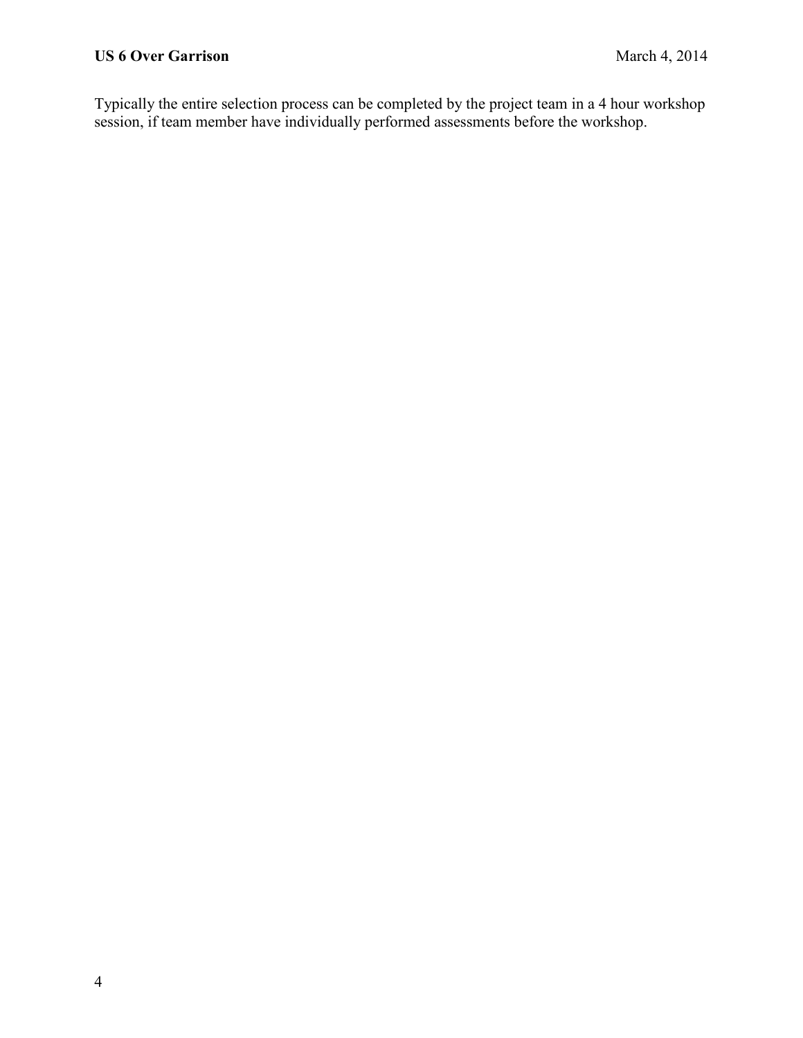Typically the entire selection process can be completed by the project team in a 4 hour workshop session, if team member have individually performed assessments before the workshop.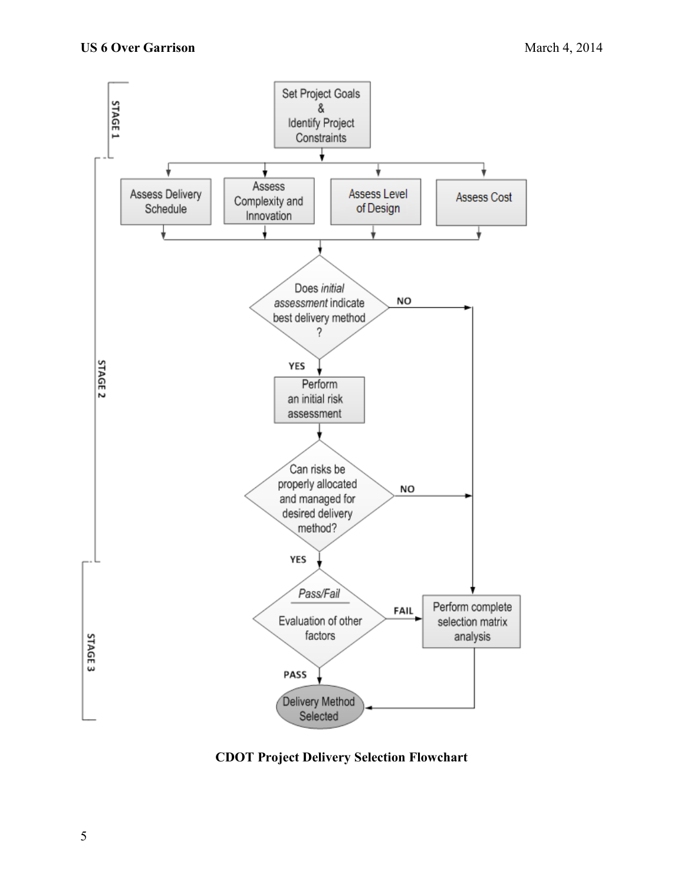**CDOT Project Delivery Selection Flowchart**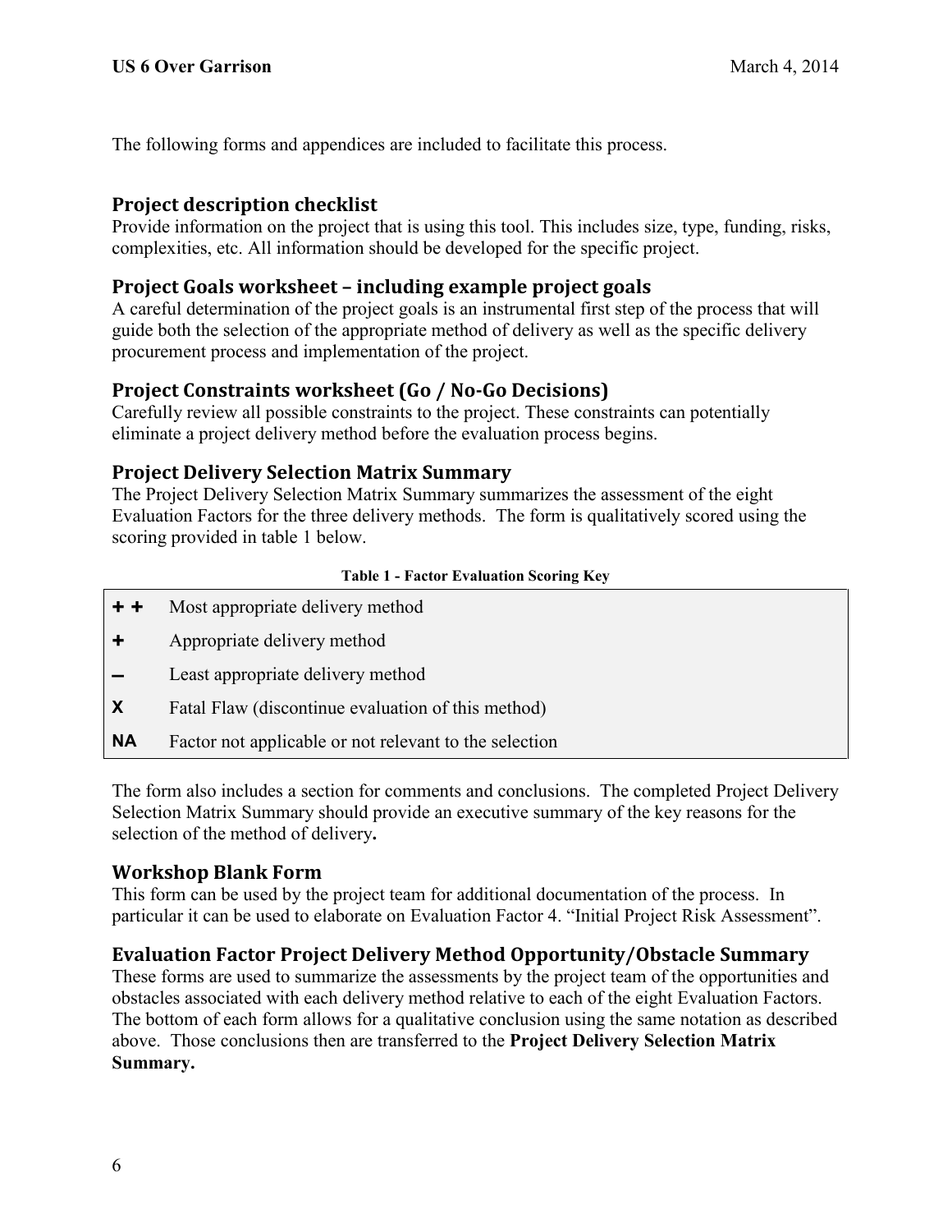The following forms and appendices are included to facilitate this process.

## Project description checklist

Provide information on the project that is using this tool. This includes size, type, funding, risks, complexities, etc. All information should be developed for the specific project.

## Project Goals worksheet – including example project goals

A careful determination of the project goals is an instrumental first step of the process that will guide both the selection of the appropriate method of delivery as well as the specific delivery procurement process and implementation of the project.

## Project Constraints worksheet (Go / No-Go Decisions)

Carefully review all possible constraints to the project. These constraints can potentially eliminate a project delivery method before the evaluation process begins.

## Project Delivery Selection Matrix Summary

The Project Delivery Selection Matrix Summary summarizes the assessment of the eight Evaluation Factors for the three delivery methods. The form is qualitatively scored using the scoring provided in table 1 below.

**Table 1 - Factor Evaluation Scoring Key**

| Symbol | Meaning |
|---|---|
| + + | Most appropriate delivery method |
| + | Appropriate delivery method |
| – | Least appropriate delivery method |
| X | Fatal Flaw (discontinue evaluation of this method) |
| NA | Factor not applicable or not relevant to the selection |

The form also includes a section for comments and conclusions. The completed Project Delivery Selection Matrix Summary should provide an executive summary of the key reasons for the selection of the method of delivery**.**

## Workshop Blank Form

This form can be used by the project team for additional documentation of the process. In particular it can be used to elaborate on Evaluation Factor 4. "Initial Project Risk Assessment".

## Evaluation Factor Project Delivery Method Opportunity/Obstacle Summary

These forms are used to summarize the assessments by the project team of the opportunities and obstacles associated with each delivery method relative to each of the eight Evaluation Factors. The bottom of each form allows for a qualitative conclusion using the same notation as described above. Those conclusions then are transferred to the **Project Delivery Selection Matrix Summary.**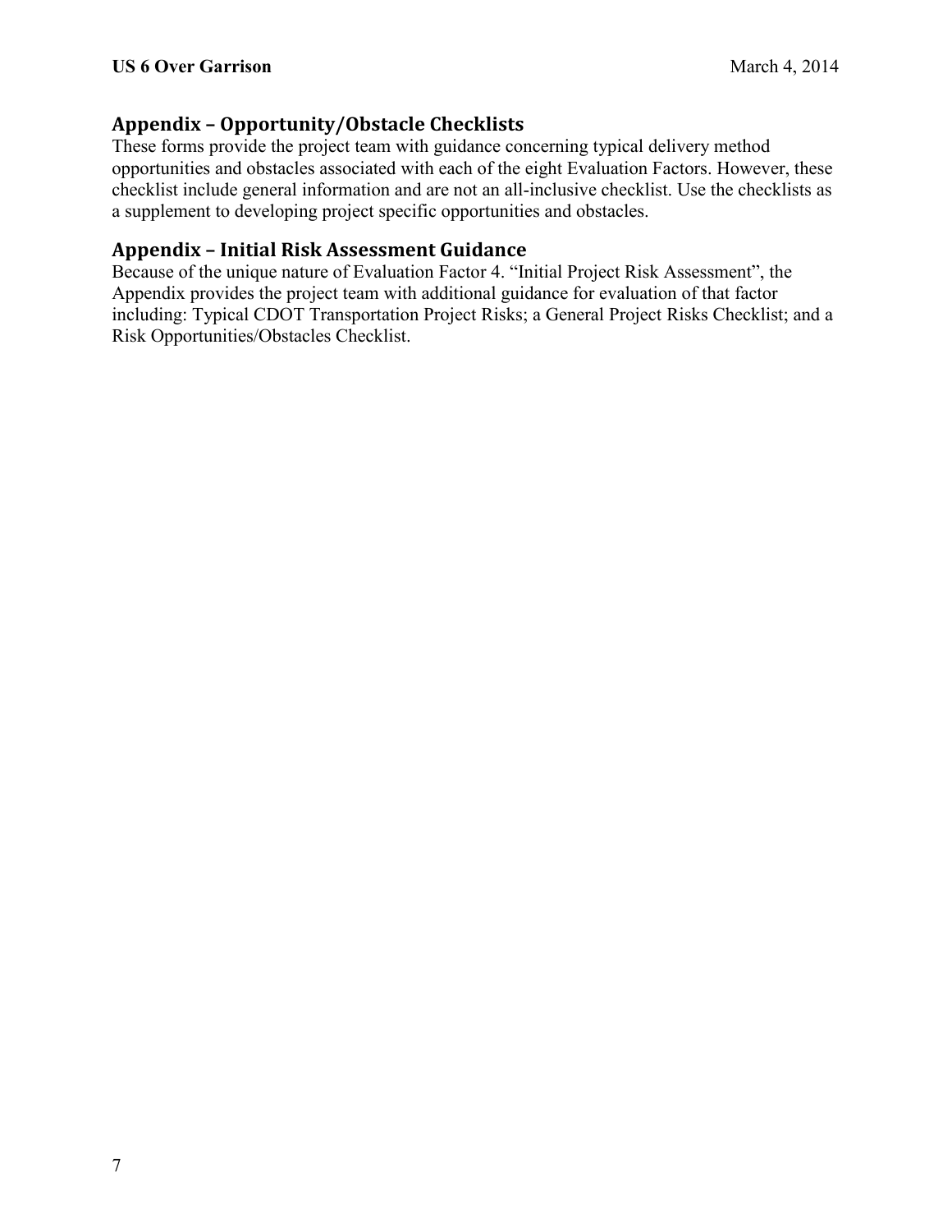## Appendix – Opportunity/Obstacle Checklists

These forms provide the project team with guidance concerning typical delivery method opportunities and obstacles associated with each of the eight Evaluation Factors. However, these checklist include general information and are not an all-inclusive checklist. Use the checklists as a supplement to developing project specific opportunities and obstacles.

## Appendix – Initial Risk Assessment Guidance

Because of the unique nature of Evaluation Factor 4. "Initial Project Risk Assessment", the Appendix provides the project team with additional guidance for evaluation of that factor including: Typical CDOT Transportation Project Risks; a General Project Risks Checklist; and a Risk Opportunities/Obstacles Checklist.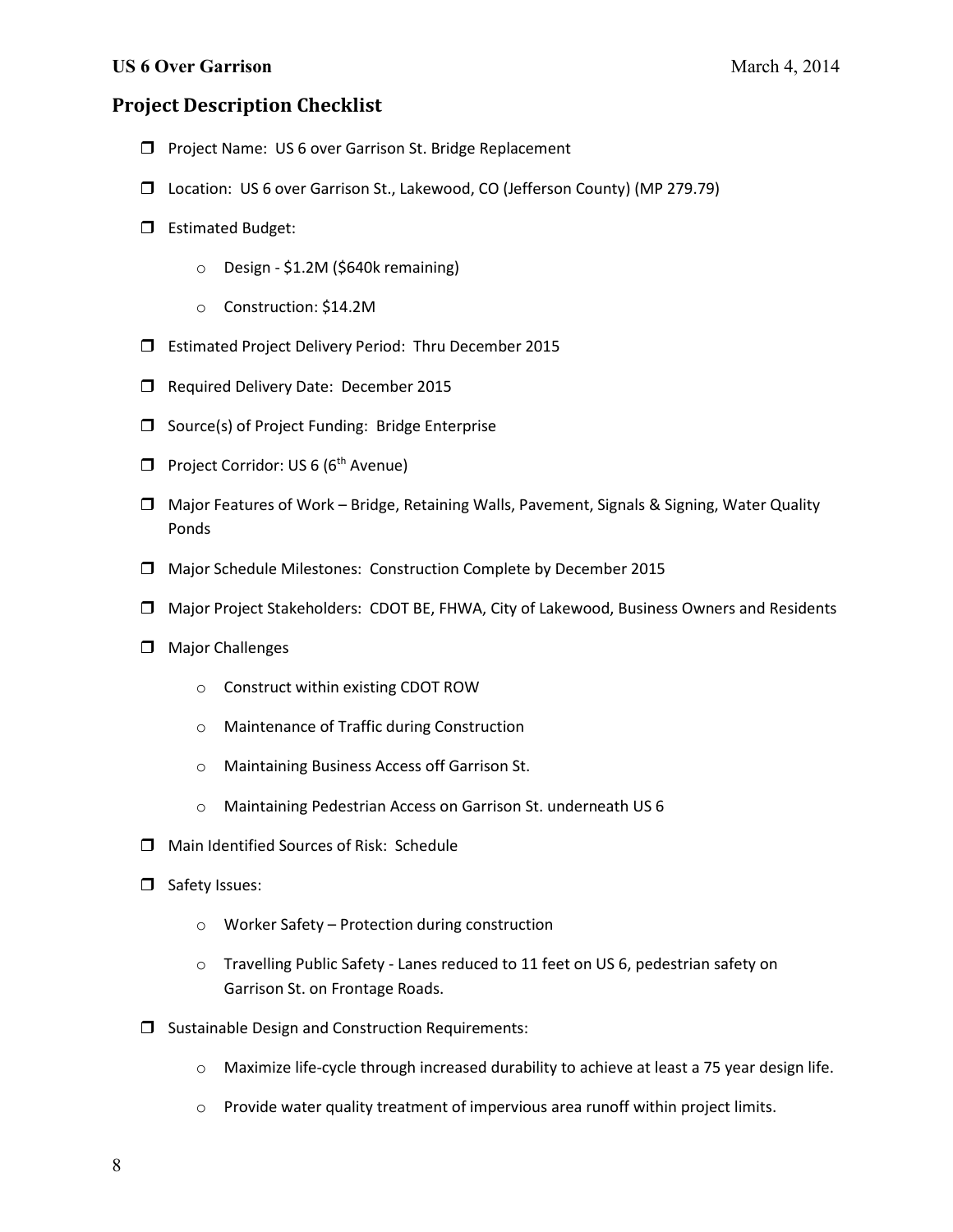## Project Description Checklist

- ❒ Project Name: US 6 over Garrison St. Bridge Replacement
- ❒ Location: US 6 over Garrison St., Lakewood, CO (Jefferson County) (MP 279.79)
- ❒ Estimated Budget:
  - o Design - $1.2M ($640k remaining)
  - o Construction: $14.2M
- ❒ Estimated Project Delivery Period: Thru December 2015
- ❒ Required Delivery Date: December 2015
- ❒ Source(s) of Project Funding: Bridge Enterprise
- ❒ Project Corridor: US 6 (6th Avenue)
- ❒ Major Features of Work – Bridge, Retaining Walls, Pavement, Signals & Signing, Water Quality Ponds
- ❒ Major Schedule Milestones: Construction Complete by December 2015
- ❒ Major Project Stakeholders: CDOT BE, FHWA, City of Lakewood, Business Owners and Residents
- ❒ Major Challenges
  - o Construct within existing CDOT ROW
  - o Maintenance of Traffic during Construction
  - o Maintaining Business Access off Garrison St.
  - o Maintaining Pedestrian Access on Garrison St. underneath US 6
- ❒ Main Identified Sources of Risk: Schedule
- ❒ Safety Issues:
  - o Worker Safety – Protection during construction
  - o Travelling Public Safety - Lanes reduced to 11 feet on US 6, pedestrian safety on Garrison St. on Frontage Roads.
- ❒ Sustainable Design and Construction Requirements:
  - o Maximize life-cycle through increased durability to achieve at least a 75 year design life.
  - o Provide water quality treatment of impervious area runoff within project limits.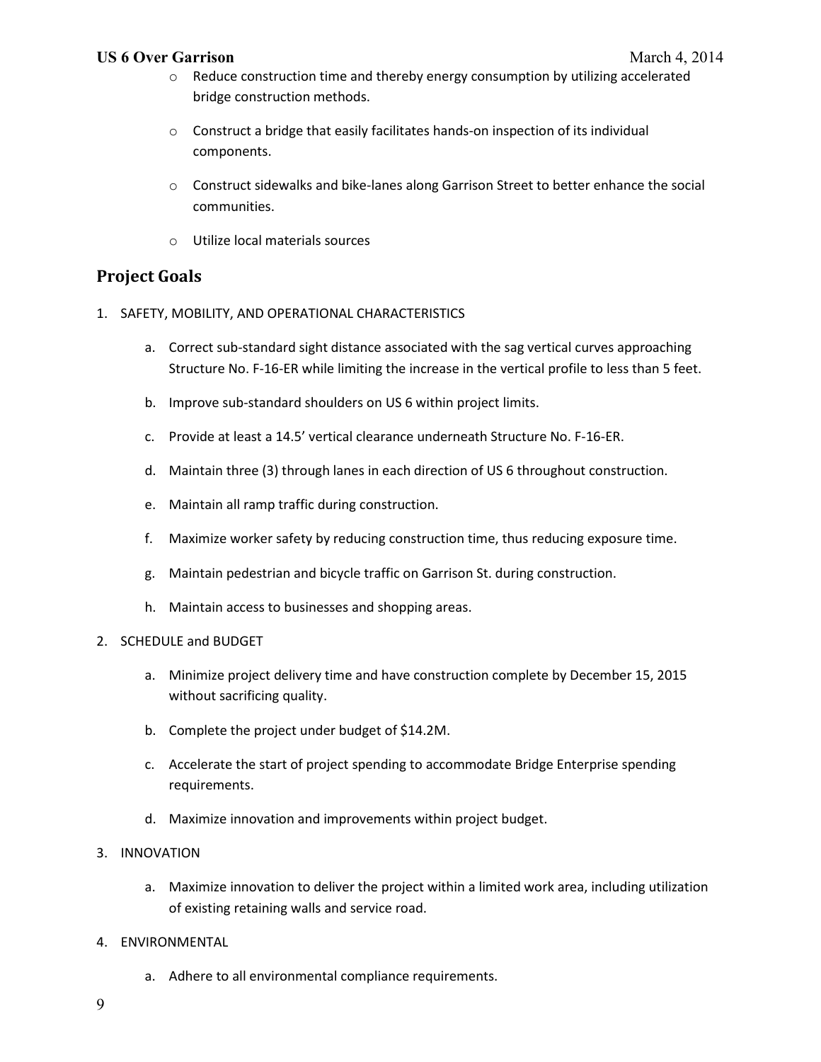- Reduce construction time and thereby energy consumption by utilizing accelerated bridge construction methods.
- Construct a bridge that easily facilitates hands-on inspection of its individual components.
- Construct sidewalks and bike-lanes along Garrison Street to better enhance the social communities.
- Utilize local materials sources

## Project Goals

1. SAFETY, MOBILITY, AND OPERATIONAL CHARACTERISTICS
   a. Correct sub-standard sight distance associated with the sag vertical curves approaching Structure No. F-16-ER while limiting the increase in the vertical profile to less than 5 feet.
   b. Improve sub-standard shoulders on US 6 within project limits.
   c. Provide at least a 14.5' vertical clearance underneath Structure No. F-16-ER.
   d. Maintain three (3) through lanes in each direction of US 6 throughout construction.
   e. Maintain all ramp traffic during construction.
   f. Maximize worker safety by reducing construction time, thus reducing exposure time.
   g. Maintain pedestrian and bicycle traffic on Garrison St. during construction.
   h. Maintain access to businesses and shopping areas.
2. SCHEDULE and BUDGET
   a. Minimize project delivery time and have construction complete by December 15, 2015 without sacrificing quality.
   b. Complete the project under budget of $14.2M.
   c. Accelerate the start of project spending to accommodate Bridge Enterprise spending requirements.
   d. Maximize innovation and improvements within project budget.
3. INNOVATION
   a. Maximize innovation to deliver the project within a limited work area, including utilization of existing retaining walls and service road.
4. ENVIRONMENTAL
   a. Adhere to all environmental compliance requirements.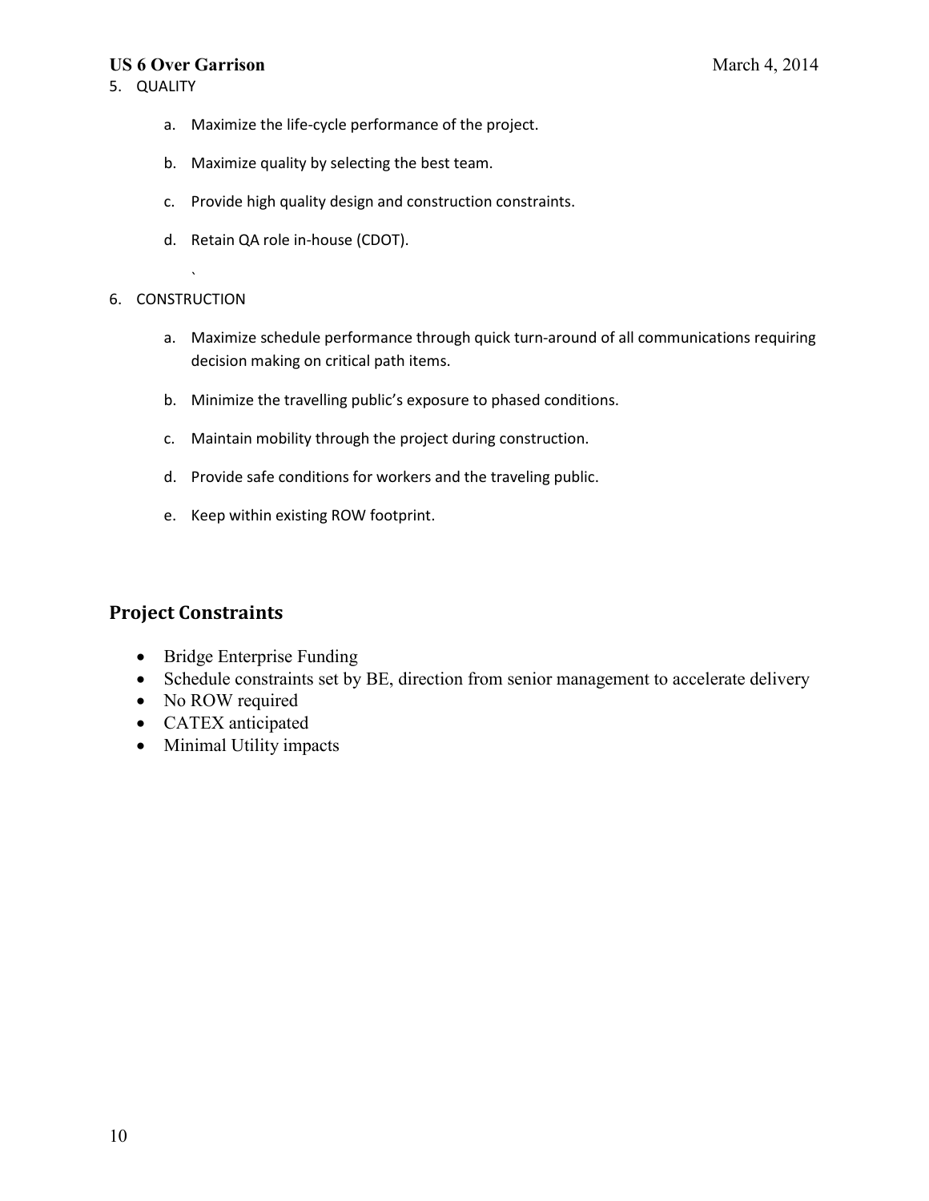5. QUALITY

   a. Maximize the life-cycle performance of the project.

   b. Maximize quality by selecting the best team.

   c. Provide high quality design and construction constraints.

   d. Retain QA role in-house (CDOT).

6. CONSTRUCTION

   a. Maximize schedule performance through quick turn-around of all communications requiring decision making on critical path items.

   b. Minimize the travelling public's exposure to phased conditions.

   c. Maintain mobility through the project during construction.

   d. Provide safe conditions for workers and the traveling public.

   e. Keep within existing ROW footprint.

## Project Constraints

- Bridge Enterprise Funding
- Schedule constraints set by BE, direction from senior management to accelerate delivery
- No ROW required
- CATEX anticipated
- Minimal Utility impacts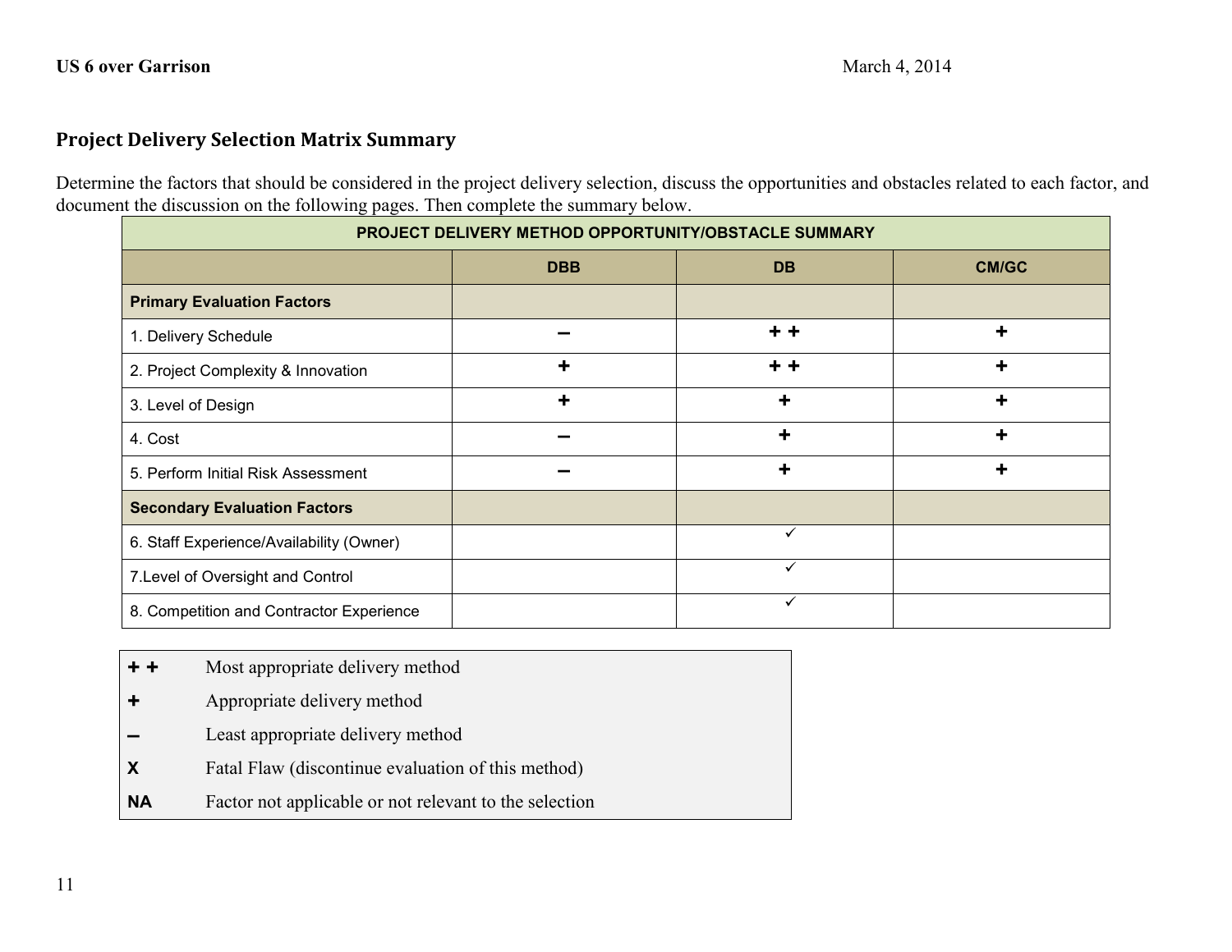## Project Delivery Selection Matrix Summary

Determine the factors that should be considered in the project delivery selection, discuss the opportunities and obstacles related to each factor, and document the discussion on the following pages. Then complete the summary below.

| PROJECT DELIVERY METHOD OPPORTUNITY/OBSTACLE SUMMARY | | | |
|---|---|---|---|
| | DBB | DB | CM/GC |
| **Primary Evaluation Factors** | | | |
| 1. Delivery Schedule | – | + + | + |
| 2. Project Complexity & Innovation | + | + + | + |
| 3. Level of Design | + | + | + |
| 4. Cost | – | + | + |
| 5. Perform Initial Risk Assessment | – | + | + |
| **Secondary Evaluation Factors** | | | |
| 6. Staff Experience/Availability (Owner) | | ✓ | |
| 7.Level of Oversight and Control | | ✓ | |
| 8. Competition and Contractor Experience | | ✓ | |

| | |
|---|---|
| **+ +** | Most appropriate delivery method |
| **+** | Appropriate delivery method |
| **–** | Least appropriate delivery method |
| **X** | Fatal Flaw (discontinue evaluation of this method) |
| **NA** | Factor not applicable or not relevant to the selection |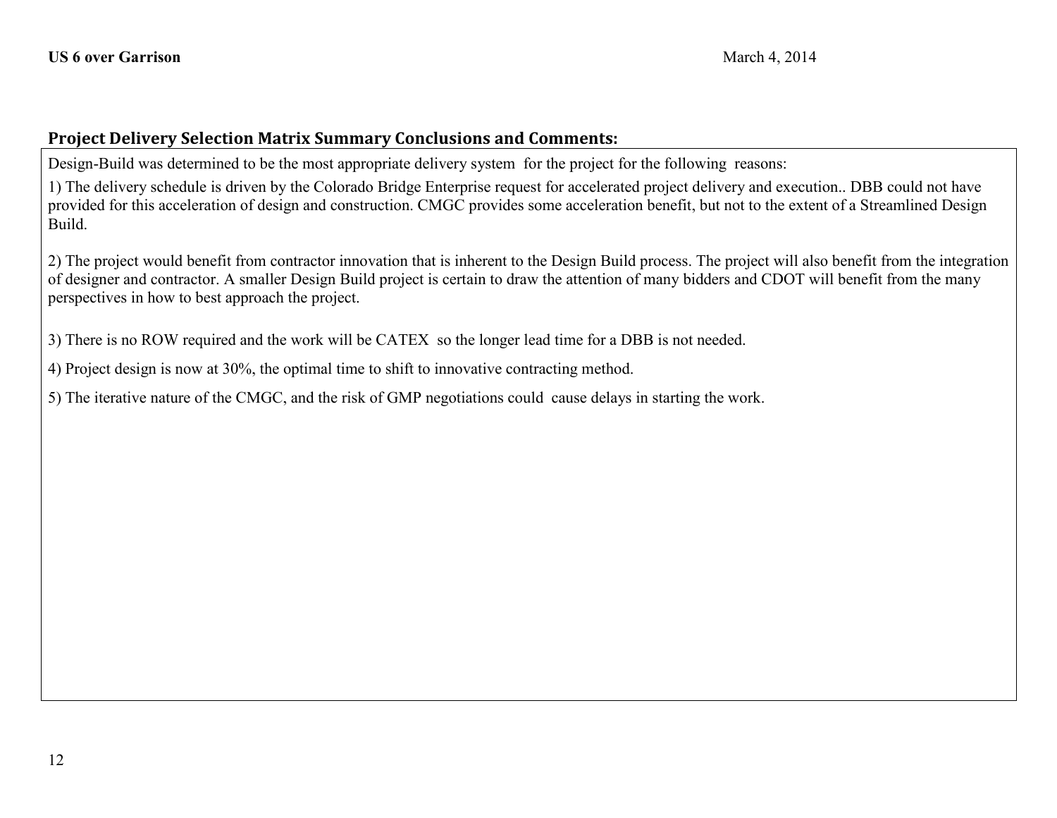## Project Delivery Selection Matrix Summary Conclusions and Comments:

Design-Build was determined to be the most appropriate delivery system for the project for the following reasons:

1) The delivery schedule is driven by the Colorado Bridge Enterprise request for accelerated project delivery and execution.. DBB could not have provided for this acceleration of design and construction. CMGC provides some acceleration benefit, but not to the extent of a Streamlined Design Build.

2) The project would benefit from contractor innovation that is inherent to the Design Build process. The project will also benefit from the integration of designer and contractor. A smaller Design Build project is certain to draw the attention of many bidders and CDOT will benefit from the many perspectives in how to best approach the project.

3) There is no ROW required and the work will be CATEX so the longer lead time for a DBB is not needed.

4) Project design is now at 30%, the optimal time to shift to innovative contracting method.

5) The iterative nature of the CMGC, and the risk of GMP negotiations could cause delays in starting the work.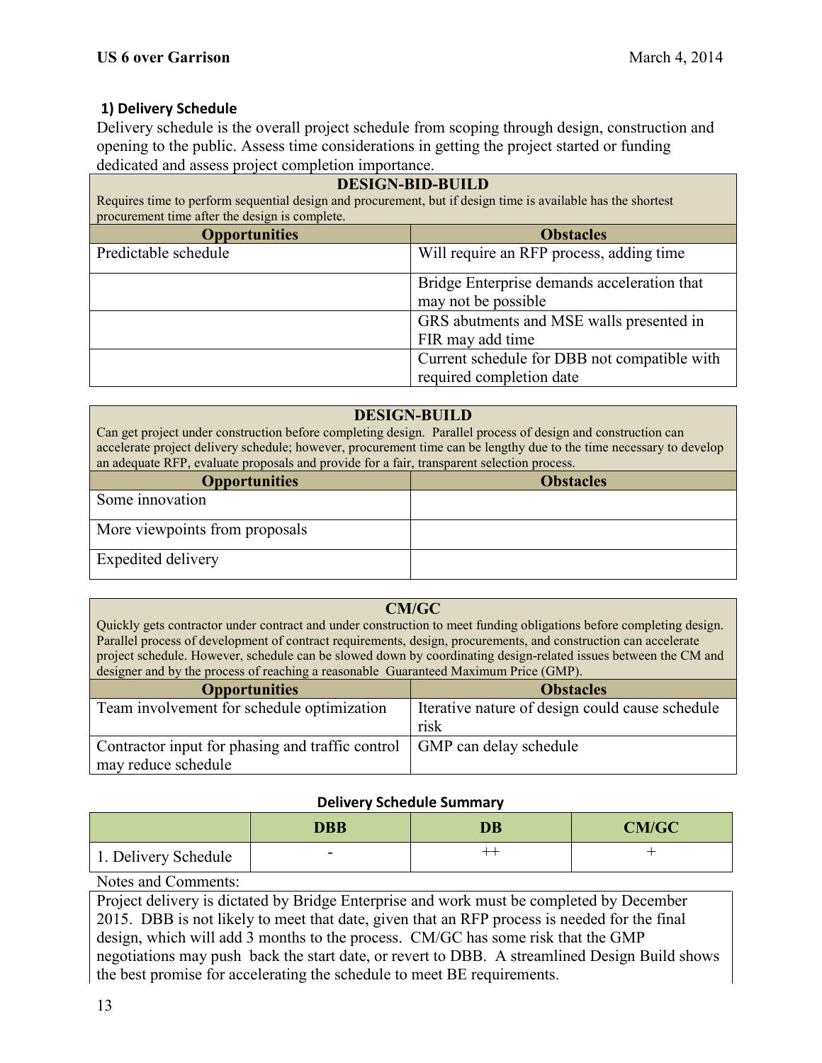### 1) Delivery Schedule

Delivery schedule is the overall project schedule from scoping through design, construction and opening to the public. Assess time considerations in getting the project started or funding dedicated and assess project completion importance.

| **DESIGN-BID-BUILD**<br>Requires time to perform sequential design and procurement, but if design time is available has the shortest procurement time after the design is complete. | |
|---|---|
| **Opportunities** | **Obstacles** |
| Predictable schedule | Will require an RFP process, adding time |
| | Bridge Enterprise demands acceleration that may not be possible |
| | GRS abutments and MSE walls presented in FIR may add time |
| | Current schedule for DBB not compatible with required completion date |

| **DESIGN-BUILD**<br>Can get project under construction before completing design. Parallel process of design and construction can accelerate project delivery schedule; however, procurement time can be lengthy due to the time necessary to develop an adequate RFP, evaluate proposals and provide for a fair, transparent selection process. | |
|---|---|
| **Opportunities** | **Obstacles** |
| Some innovation | |
| More viewpoints from proposals | |
| Expedited delivery | |

| **CM/GC**<br>Quickly gets contractor under contract and under construction to meet funding obligations before completing design. Parallel process of development of contract requirements, design, procurements, and construction can accelerate project schedule. However, schedule can be slowed down by coordinating design-related issues between the CM and designer and by the process of reaching a reasonable Guaranteed Maximum Price (GMP). | |
|---|---|
| **Opportunities** | **Obstacles** |
| Team involvement for schedule optimization | Iterative nature of design could cause schedule risk |
| Contractor input for phasing and traffic control may reduce schedule | GMP can delay schedule |

**Delivery Schedule Summary**

| | DBB | DB | CM/GC |
|---|---|---|---|
| 1. Delivery Schedule | - | ++ | + |

Notes and Comments:

Project delivery is dictated by Bridge Enterprise and work must be completed by December 2015. DBB is not likely to meet that date, given that an RFP process is needed for the final design, which will add 3 months to the process. CM/GC has some risk that the GMP negotiations may push back the start date, or revert to DBB. A streamlined Design Build shows the best promise for accelerating the schedule to meet BE requirements.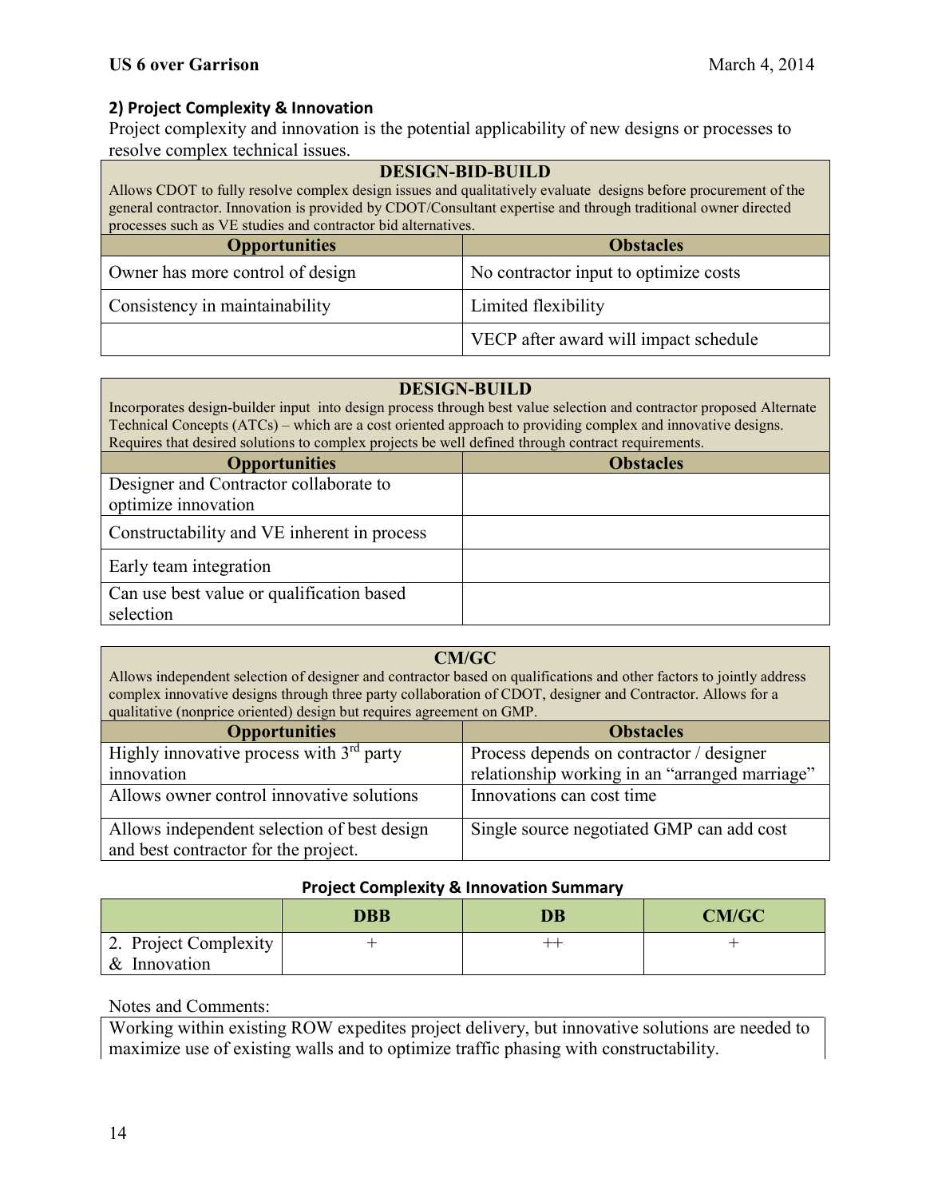## 2) Project Complexity & Innovation

Project complexity and innovation is the potential applicability of new designs or processes to resolve complex technical issues.

| DESIGN-BID-BUILD<br>Allows CDOT to fully resolve complex design issues and qualitatively evaluate designs before procurement of the general contractor. Innovation is provided by CDOT/Consultant expertise and through traditional owner directed processes such as VE studies and contractor bid alternatives. | |
|---|---|
| **Opportunities** | **Obstacles** |
| Owner has more control of design | No contractor input to optimize costs |
| Consistency in maintainability | Limited flexibility |
| | VECP after award will impact schedule |

| DESIGN-BUILD<br>Incorporates design-builder input into design process through best value selection and contractor proposed Alternate Technical Concepts (ATCs) – which are a cost oriented approach to providing complex and innovative designs. Requires that desired solutions to complex projects be well defined through contract requirements. | |
|---|---|
| **Opportunities** | **Obstacles** |
| Designer and Contractor collaborate to optimize innovation | |
| Constructability and VE inherent in process | |
| Early team integration | |
| Can use best value or qualification based selection | |

| CM/GC<br>Allows independent selection of designer and contractor based on qualifications and other factors to jointly address complex innovative designs through three party collaboration of CDOT, designer and Contractor. Allows for a qualitative (nonprice oriented) design but requires agreement on GMP. | |
|---|---|
| **Opportunities** | **Obstacles** |
| Highly innovative process with 3rd party innovation | Process depends on contractor / designer relationship working in an "arranged marriage" |
| Allows owner control innovative solutions | Innovations can cost time |
| Allows independent selection of best design and best contractor for the project. | Single source negotiated GMP can add cost |

**Project Complexity & Innovation Summary**

| | DBB | DB | CM/GC |
|---|---|---|---|
| 2. Project Complexity & Innovation | + | ++ | + |

Notes and Comments:

Working within existing ROW expedites project delivery, but innovative solutions are needed to maximize use of existing walls and to optimize traffic phasing with constructability.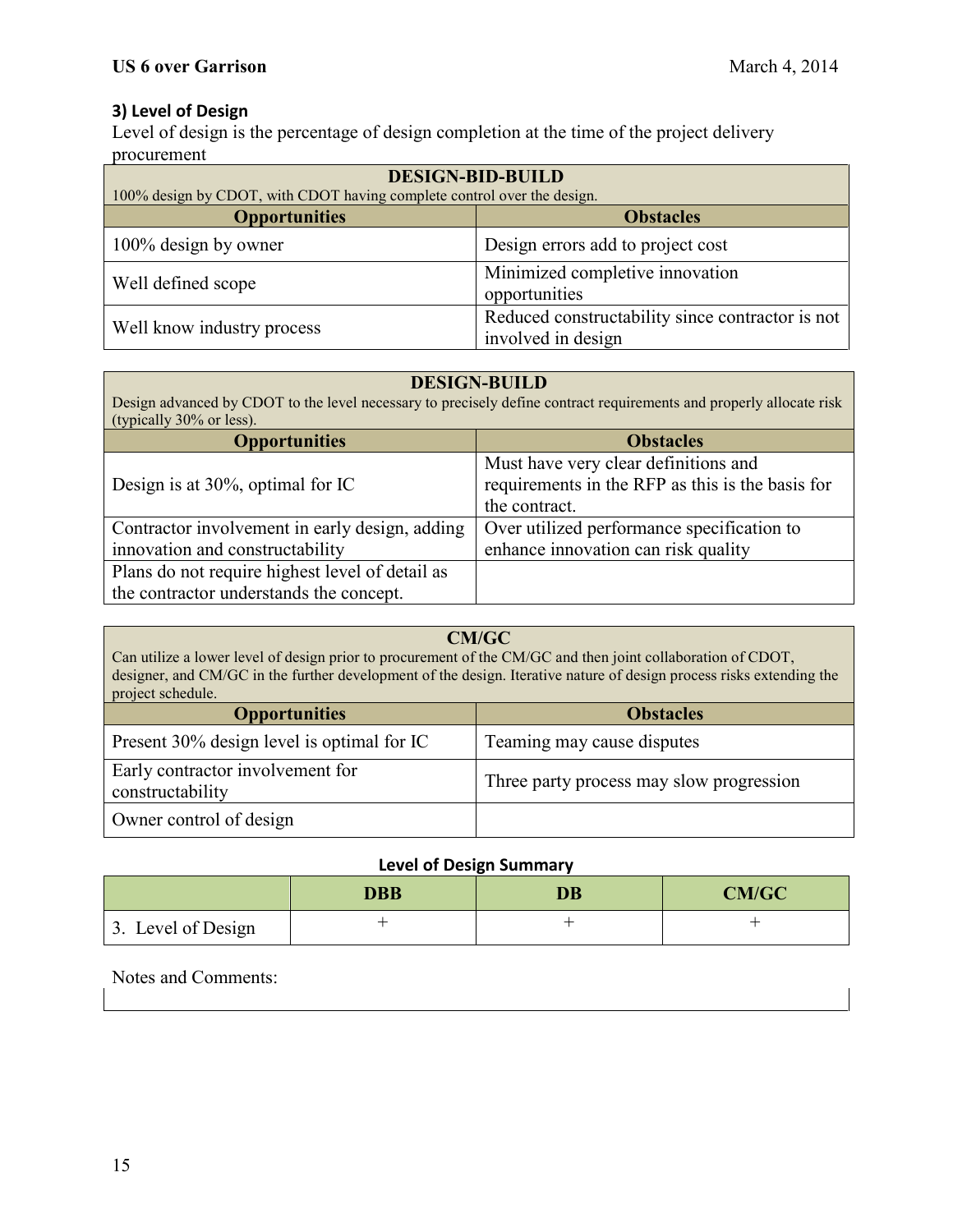### 3) Level of Design

Level of design is the percentage of design completion at the time of the project delivery procurement

| DESIGN-BID-BUILD<br>100% design by CDOT, with CDOT having complete control over the design. | |
|---|---|
| **Opportunities** | **Obstacles** |
| 100% design by owner | Design errors add to project cost |
| Well defined scope | Minimized completive innovation opportunities |
| Well know industry process | Reduced constructability since contractor is not involved in design |

| DESIGN-BUILD<br>Design advanced by CDOT to the level necessary to precisely define contract requirements and properly allocate risk (typically 30% or less). | |
|---|---|
| **Opportunities** | **Obstacles** |
| Design is at 30%, optimal for IC | Must have very clear definitions and requirements in the RFP as this is the basis for the contract. |
| Contractor involvement in early design, adding innovation and constructability | Over utilized performance specification to enhance innovation can risk quality |
| Plans do not require highest level of detail as the contractor understands the concept. | |

| CM/GC<br>Can utilize a lower level of design prior to procurement of the CM/GC and then joint collaboration of CDOT, designer, and CM/GC in the further development of the design. Iterative nature of design process risks extending the project schedule. | |
|---|---|
| **Opportunities** | **Obstacles** |
| Present 30% design level is optimal for IC | Teaming may cause disputes |
| Early contractor involvement for constructability | Three party process may slow progression |
| Owner control of design | |

**Level of Design Summary**

| | DBB | DB | CM/GC |
|---|---|---|---|
| 3. Level of Design | + | + | + |

Notes and Comments: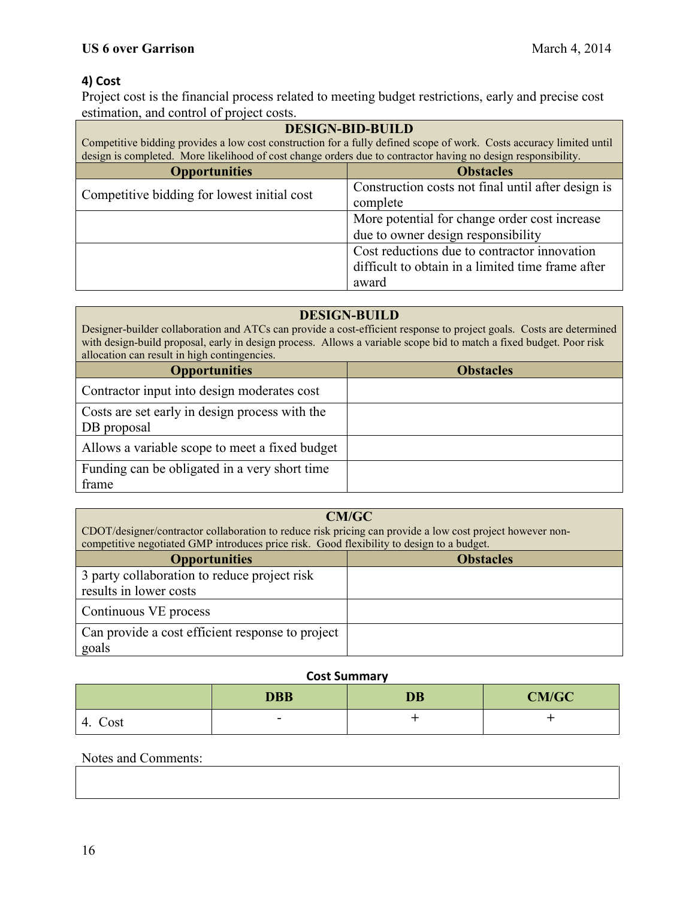### 4) Cost

Project cost is the financial process related to meeting budget restrictions, early and precise cost estimation, and control of project costs.

| DESIGN-BID-BUILD<br>Competitive bidding provides a low cost construction for a fully defined scope of work. Costs accuracy limited until design is completed. More likelihood of cost change orders due to contractor having no design responsibility. | |
|---|---|
| **Opportunities** | **Obstacles** |
| Competitive bidding for lowest initial cost | Construction costs not final until after design is complete |
| | More potential for change order cost increase due to owner design responsibility |
| | Cost reductions due to contractor innovation difficult to obtain in a limited time frame after award |

| DESIGN-BUILD<br>Designer-builder collaboration and ATCs can provide a cost-efficient response to project goals. Costs are determined with design-build proposal, early in design process. Allows a variable scope bid to match a fixed budget. Poor risk allocation can result in high contingencies. | |
|---|---|
| **Opportunities** | **Obstacles** |
| Contractor input into design moderates cost | |
| Costs are set early in design process with the DB proposal | |
| Allows a variable scope to meet a fixed budget | |
| Funding can be obligated in a very short time frame | |

| CM/GC<br>CDOT/designer/contractor collaboration to reduce risk pricing can provide a low cost project however non-competitive negotiated GMP introduces price risk. Good flexibility to design to a budget. | |
|---|---|
| **Opportunities** | **Obstacles** |
| 3 party collaboration to reduce project risk results in lower costs | |
| Continuous VE process | |
| Can provide a cost efficient response to project goals | |

**Cost Summary**

| | DBB | DB | CM/GC |
|---|---|---|---|
| 4. Cost | - | + | + |

Notes and Comments: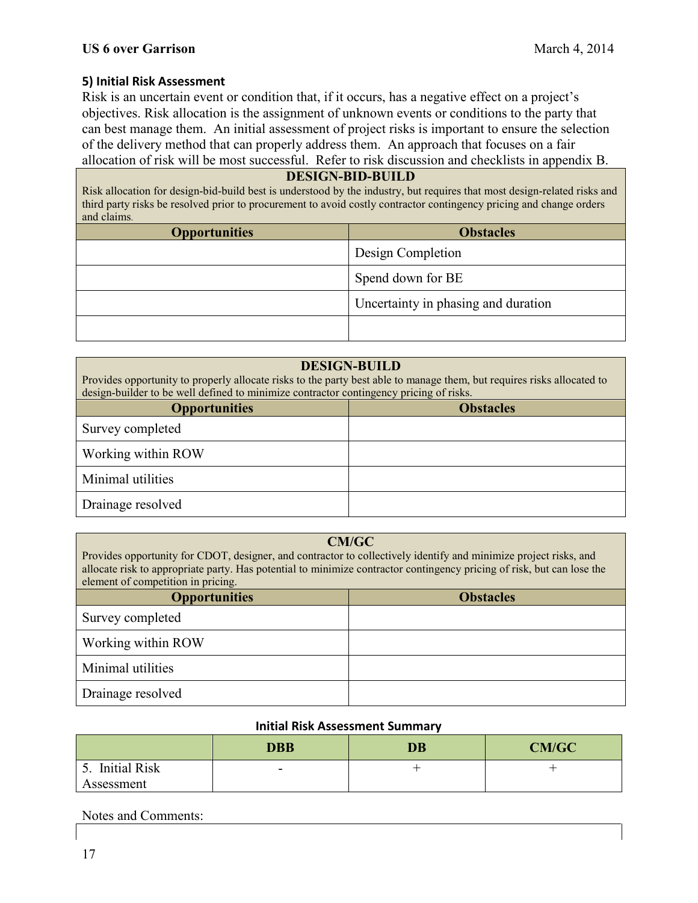### 5) Initial Risk Assessment

Risk is an uncertain event or condition that, if it occurs, has a negative effect on a project's objectives. Risk allocation is the assignment of unknown events or conditions to the party that can best manage them. An initial assessment of project risks is important to ensure the selection of the delivery method that can properly address them. An approach that focuses on a fair allocation of risk will be most successful. Refer to risk discussion and checklists in appendix B.

**DESIGN-BID-BUILD**

Risk allocation for design-bid-build best is understood by the industry, but requires that most design-related risks and third party risks be resolved prior to procurement to avoid costly contractor contingency pricing and change orders and claims.

| Opportunities | Obstacles |
|---|---|
| | Design Completion |
| | Spend down for BE |
| | Uncertainty in phasing and duration |
| | |

**DESIGN-BUILD**

Provides opportunity to properly allocate risks to the party best able to manage them, but requires risks allocated to design-builder to be well defined to minimize contractor contingency pricing of risks.

| Opportunities | Obstacles |
|---|---|
| Survey completed | |
| Working within ROW | |
| Minimal utilities | |
| Drainage resolved | |

**CM/GC**

Provides opportunity for CDOT, designer, and contractor to collectively identify and minimize project risks, and allocate risk to appropriate party. Has potential to minimize contractor contingency pricing of risk, but can lose the element of competition in pricing.

| Opportunities | Obstacles |
|---|---|
| Survey completed | |
| Working within ROW | |
| Minimal utilities | |
| Drainage resolved | |

**Initial Risk Assessment Summary**

| | DBB | DB | CM/GC |
|---|---|---|---|
| 5. Initial Risk Assessment | - | + | + |

Notes and Comments: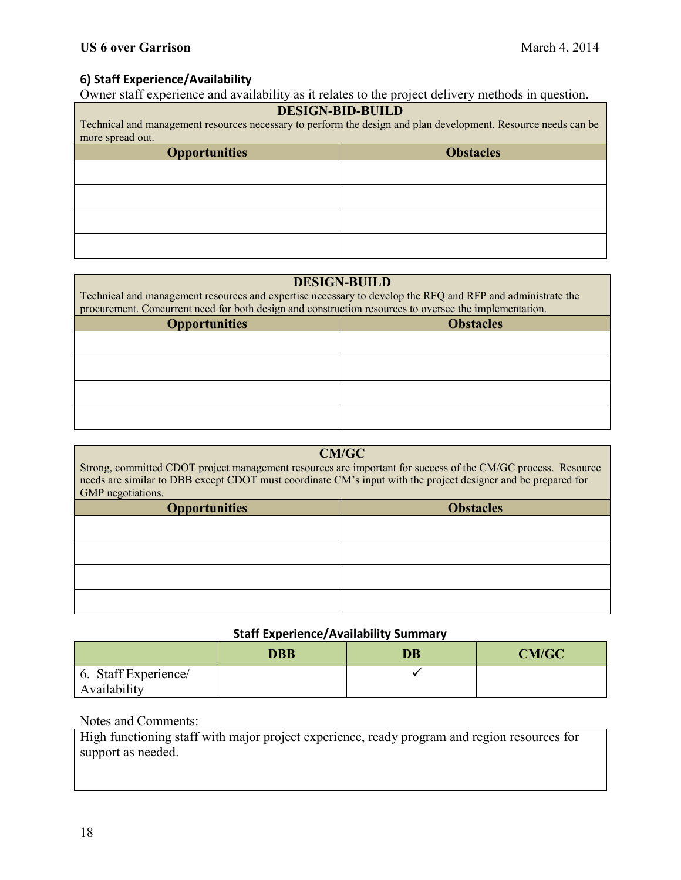### 6) Staff Experience/Availability

Owner staff experience and availability as it relates to the project delivery methods in question.

**DESIGN-BID-BUILD**

Technical and management resources necessary to perform the design and plan development. Resource needs can be more spread out.

| Opportunities | Obstacles |
|---|---|
| | |
| | |
| | |
| | |

**DESIGN-BUILD**

Technical and management resources and expertise necessary to develop the RFQ and RFP and administrate the procurement. Concurrent need for both design and construction resources to oversee the implementation.

| Opportunities | Obstacles |
|---|---|
| | |
| | |
| | |
| | |

**CM/GC**

Strong, committed CDOT project management resources are important for success of the CM/GC process. Resource needs are similar to DBB except CDOT must coordinate CM's input with the project designer and be prepared for GMP negotiations.

| Opportunities | Obstacles |
|---|---|
| | |
| | |
| | |
| | |

**Staff Experience/Availability Summary**

| | DBB | DB | CM/GC |
|---|---|---|---|
| 6. Staff Experience/ Availability | | ✓ | |

Notes and Comments:

High functioning staff with major project experience, ready program and region resources for support as needed.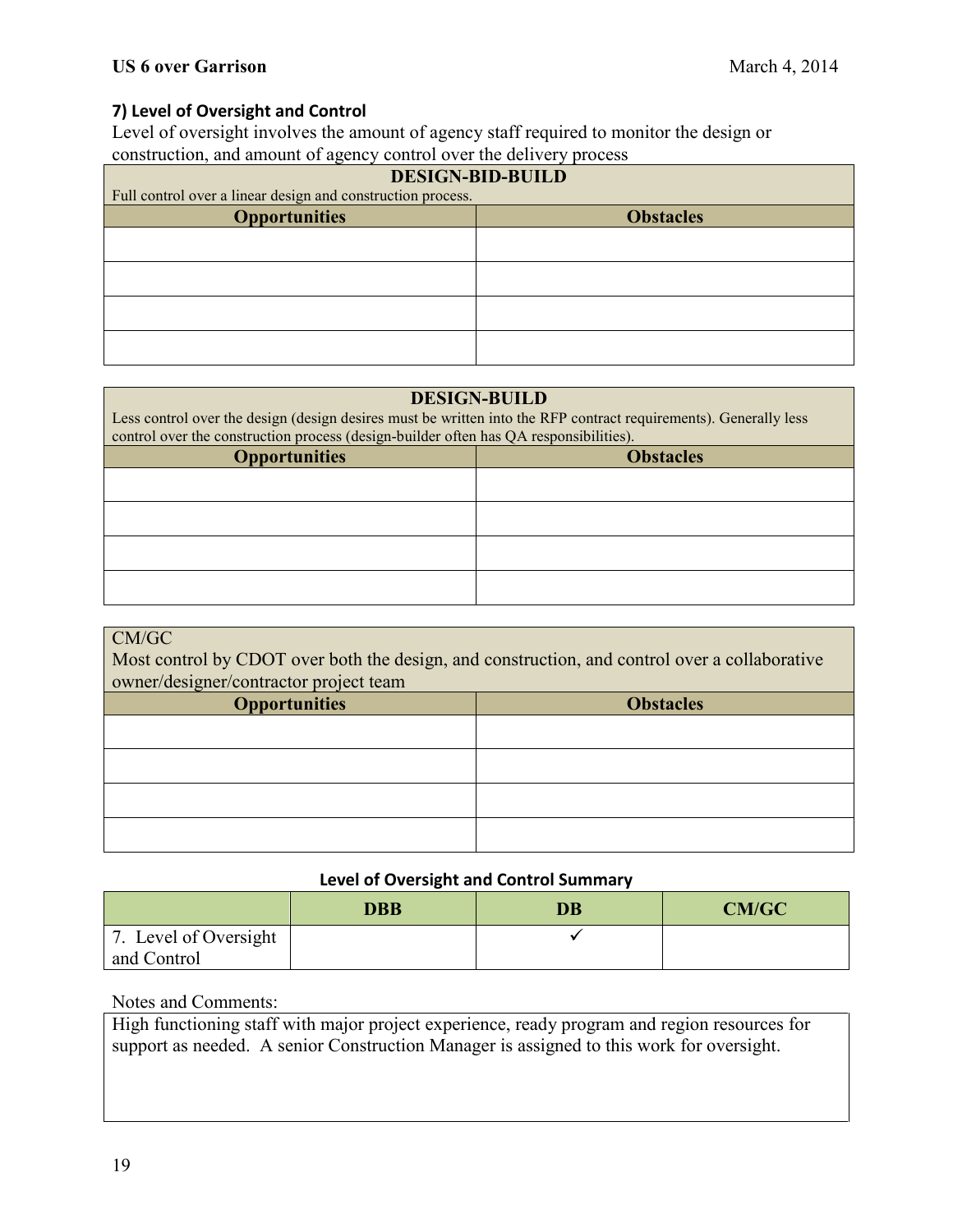### 7) Level of Oversight and Control

Level of oversight involves the amount of agency staff required to monitor the design or construction, and amount of agency control over the delivery process

| DESIGN-BID-BUILD<br>Full control over a linear design and construction process. | |
|---|---|
| **Opportunities** | **Obstacles** |
| | |
| | |
| | |
| | |

| DESIGN-BUILD<br>Less control over the design (design desires must be written into the RFP contract requirements). Generally less control over the construction process (design-builder often has QA responsibilities). | |
|---|---|
| **Opportunities** | **Obstacles** |
| | |
| | |
| | |
| | |

| CM/GC<br>Most control by CDOT over both the design, and construction, and control over a collaborative owner/designer/contractor project team | |
|---|---|
| **Opportunities** | **Obstacles** |
| | |
| | |
| | |
| | |

**Level of Oversight and Control Summary**

| | DBB | DB | CM/GC |
|---|---|---|---|
| 7. Level of Oversight and Control | | ✓ | |

Notes and Comments:

High functioning staff with major project experience, ready program and region resources for support as needed. A senior Construction Manager is assigned to this work for oversight.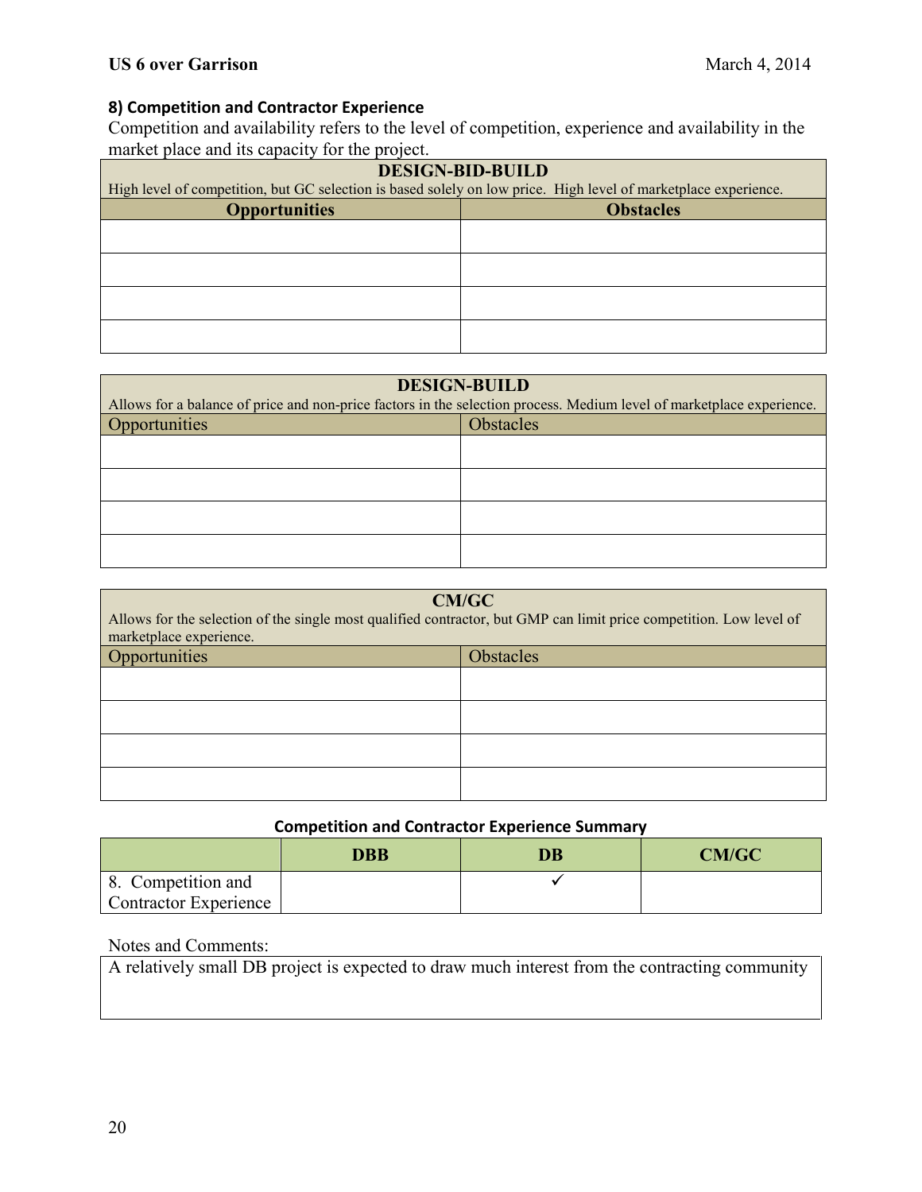### 8) Competition and Contractor Experience

Competition and availability refers to the level of competition, experience and availability in the market place and its capacity for the project.

| **DESIGN-BID-BUILD**<br>High level of competition, but GC selection is based solely on low price. High level of marketplace experience. | |
|---|---|
| **Opportunities** | **Obstacles** |
| | |
| | |
| | |
| | |

| **DESIGN-BUILD**<br>Allows for a balance of price and non-price factors in the selection process. Medium level of marketplace experience. | |
|---|---|
| Opportunities | Obstacles |
| | |
| | |
| | |
| | |

| **CM/GC**<br>Allows for the selection of the single most qualified contractor, but GMP can limit price competition. Low level of marketplace experience. | |
|---|---|
| Opportunities | Obstacles |
| | |
| | |
| | |
| | |

**Competition and Contractor Experience Summary**

| | DBB | DB | CM/GC |
|---|---|---|---|
| 8. Competition and Contractor Experience | | ✓ | |

Notes and Comments:

A relatively small DB project is expected to draw much interest from the contracting community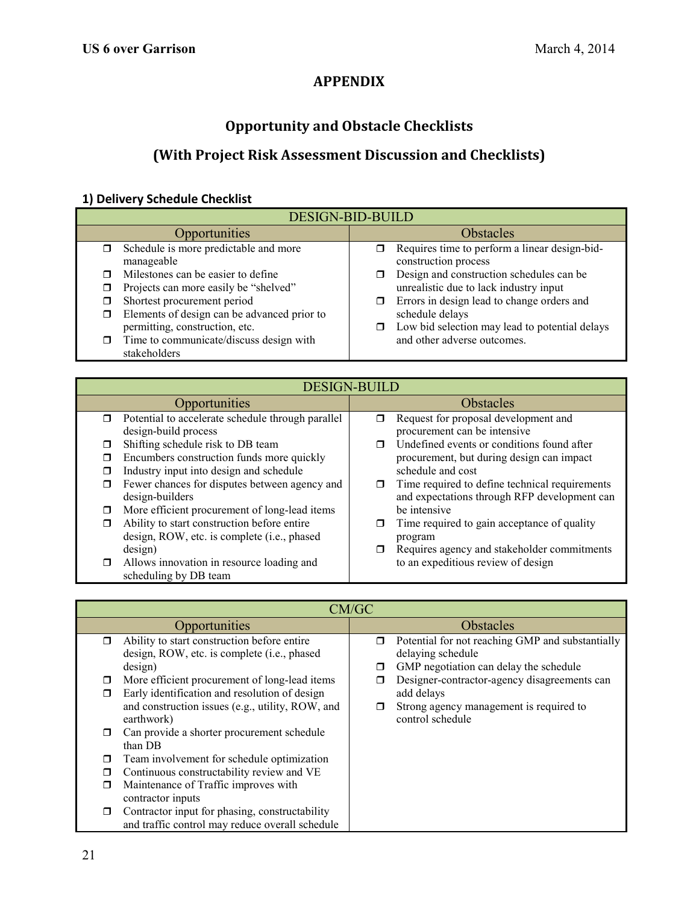# APPENDIX

## Opportunity and Obstacle Checklists

## (With Project Risk Assessment Discussion and Checklists)

### 1) Delivery Schedule Checklist

| DESIGN-BID-BUILD | |
|---|---|
| **Opportunities** | **Obstacles** |
| ❐ Schedule is more predictable and more manageable<br>❐ Milestones can be easier to define<br>❐ Projects can more easily be "shelved"<br>❐ Shortest procurement period<br>❐ Elements of design can be advanced prior to permitting, construction, etc.<br>❐ Time to communicate/discuss design with stakeholders | ❐ Requires time to perform a linear design-bid-construction process<br>❐ Design and construction schedules can be unrealistic due to lack industry input<br>❐ Errors in design lead to change orders and schedule delays<br>❐ Low bid selection may lead to potential delays and other adverse outcomes. |

| DESIGN-BUILD | |
|---|---|
| **Opportunities** | **Obstacles** |
| ❐ Potential to accelerate schedule through parallel design-build process<br>❐ Shifting schedule risk to DB team<br>❐ Encumbers construction funds more quickly<br>❐ Industry input into design and schedule<br>❐ Fewer chances for disputes between agency and design-builders<br>❐ More efficient procurement of long-lead items<br>❐ Ability to start construction before entire design, ROW, etc. is complete (i.e., phased design)<br>❐ Allows innovation in resource loading and scheduling by DB team | ❐ Request for proposal development and procurement can be intensive<br>❐ Undefined events or conditions found after procurement, but during design can impact schedule and cost<br>❐ Time required to define technical requirements and expectations through RFP development can be intensive<br>❐ Time required to gain acceptance of quality program<br>❐ Requires agency and stakeholder commitments to an expeditious review of design |

| CM/GC | |
|---|---|
| **Opportunities** | **Obstacles** |
| ❐ Ability to start construction before entire design, ROW, etc. is complete (i.e., phased design)<br>❐ More efficient procurement of long-lead items<br>❐ Early identification and resolution of design and construction issues (e.g., utility, ROW, and earthwork)<br>❐ Can provide a shorter procurement schedule than DB<br>❐ Team involvement for schedule optimization<br>❐ Continuous constructability review and VE<br>❐ Maintenance of Traffic improves with contractor inputs<br>❐ Contractor input for phasing, constructability and traffic control may reduce overall schedule | ❐ Potential for not reaching GMP and substantially delaying schedule<br>❐ GMP negotiation can delay the schedule<br>❐ Designer-contractor-agency disagreements can add delays<br>❐ Strong agency management is required to control schedule |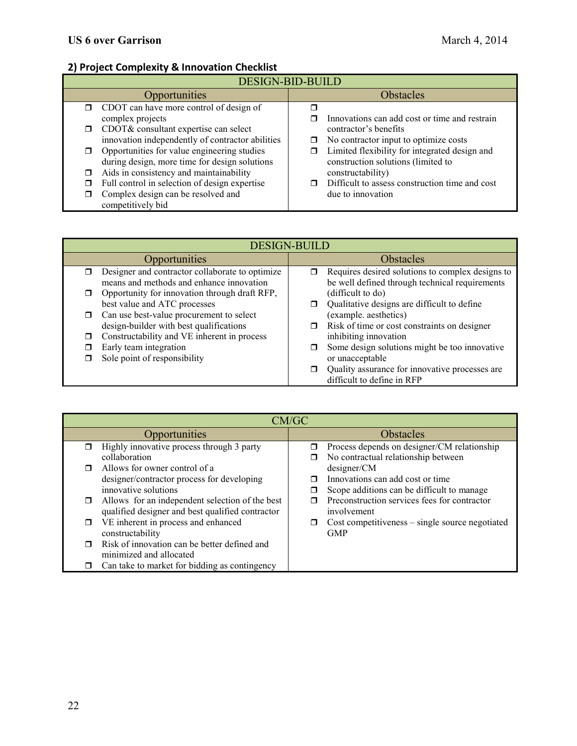## 2) Project Complexity & Innovation Checklist

| DESIGN-BID-BUILD | |
|---|---|
| **Opportunities** | **Obstacles** |
| ❒ CDOT can have more control of design of complex projects<br>❒ CDOT& consultant expertise can select innovation independently of contractor abilities<br>❒ Opportunities for value engineering studies during design, more time for design solutions<br>❒ Aids in consistency and maintainability<br>❒ Full control in selection of design expertise<br>❒ Complex design can be resolved and competitively bid | ❒<br>❒ Innovations can add cost or time and restrain contractor's benefits<br>❒ No contractor input to optimize costs<br>❒ Limited flexibility for integrated design and construction solutions (limited to constructability)<br>❒ Difficult to assess construction time and cost due to innovation |

| DESIGN-BUILD | |
|---|---|
| **Opportunities** | **Obstacles** |
| ❒ Designer and contractor collaborate to optimize means and methods and enhance innovation<br>❒ Opportunity for innovation through draft RFP, best value and ATC processes<br>❒ Can use best-value procurement to select design-builder with best qualifications<br>❒ Constructability and VE inherent in process<br>❒ Early team integration<br>❒ Sole point of responsibility | ❒ Requires desired solutions to complex designs to be well defined through technical requirements (difficult to do)<br>❒ Qualitative designs are difficult to define (example. aesthetics)<br>❒ Risk of time or cost constraints on designer inhibiting innovation<br>❒ Some design solutions might be too innovative or unacceptable<br>❒ Quality assurance for innovative processes are difficult to define in RFP |

| CM/GC | |
|---|---|
| **Opportunities** | **Obstacles** |
| ❒ Highly innovative process through 3 party collaboration<br>❒ Allows for owner control of a designer/contractor process for developing innovative solutions<br>❒ Allows for an independent selection of the best qualified designer and best qualified contractor<br>❒ VE inherent in process and enhanced constructability<br>❒ Risk of innovation can be better defined and minimized and allocated<br>❒ Can take to market for bidding as contingency | ❒ Process depends on designer/CM relationship<br>❒ No contractual relationship between designer/CM<br>❒ Innovations can add cost or time<br>❒ Scope additions can be difficult to manage<br>❒ Preconstruction services fees for contractor involvement<br>❒ Cost competitiveness – single source negotiated GMP |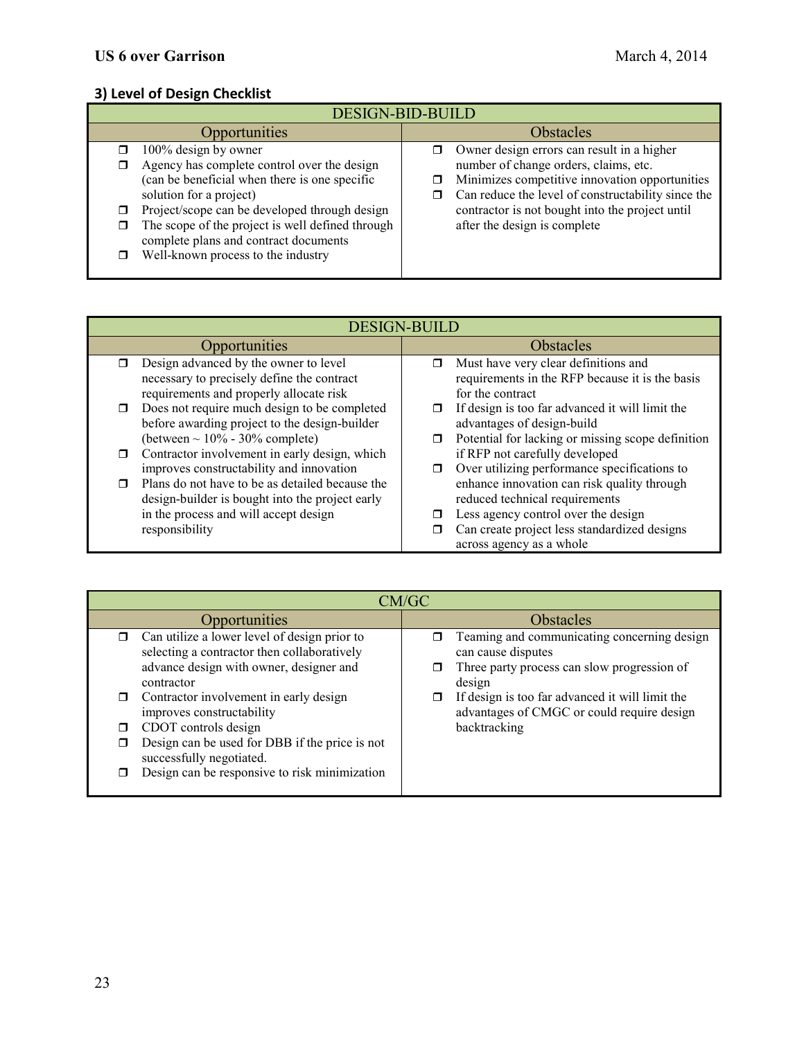### 3) Level of Design Checklist

| DESIGN-BID-BUILD | |
|---|---|
| **Opportunities** | **Obstacles** |
| ❒ 100% design by owner<br>❒ Agency has complete control over the design (can be beneficial when there is one specific solution for a project)<br>❒ Project/scope can be developed through design<br>❒ The scope of the project is well defined through complete plans and contract documents<br>❒ Well-known process to the industry | ❒ Owner design errors can result in a higher number of change orders, claims, etc.<br>❒ Minimizes competitive innovation opportunities<br>❒ Can reduce the level of constructability since the contractor is not bought into the project until after the design is complete |

| DESIGN-BUILD | |
|---|---|
| **Opportunities** | **Obstacles** |
| ❒ Design advanced by the owner to level necessary to precisely define the contract requirements and properly allocate risk<br>❒ Does not require much design to be completed before awarding project to the design-builder (between ~ 10% - 30% complete)<br>❒ Contractor involvement in early design, which improves constructability and innovation<br>❒ Plans do not have to be as detailed because the design-builder is bought into the project early in the process and will accept design responsibility | ❒ Must have very clear definitions and requirements in the RFP because it is the basis for the contract<br>❒ If design is too far advanced it will limit the advantages of design-build<br>❒ Potential for lacking or missing scope definition if RFP not carefully developed<br>❒ Over utilizing performance specifications to enhance innovation can risk quality through reduced technical requirements<br>❒ Less agency control over the design<br>❒ Can create project less standardized designs across agency as a whole |

| CM/GC | |
|---|---|
| **Opportunities** | **Obstacles** |
| ❒ Can utilize a lower level of design prior to selecting a contractor then collaboratively advance design with owner, designer and contractor<br>❒ Contractor involvement in early design improves constructability<br>❒ CDOT controls design<br>❒ Design can be used for DBB if the price is not successfully negotiated.<br>❒ Design can be responsive to risk minimization | ❒ Teaming and communicating concerning design can cause disputes<br>❒ Three party process can slow progression of design<br>❒ If design is too far advanced it will limit the advantages of CMGC or could require design backtracking |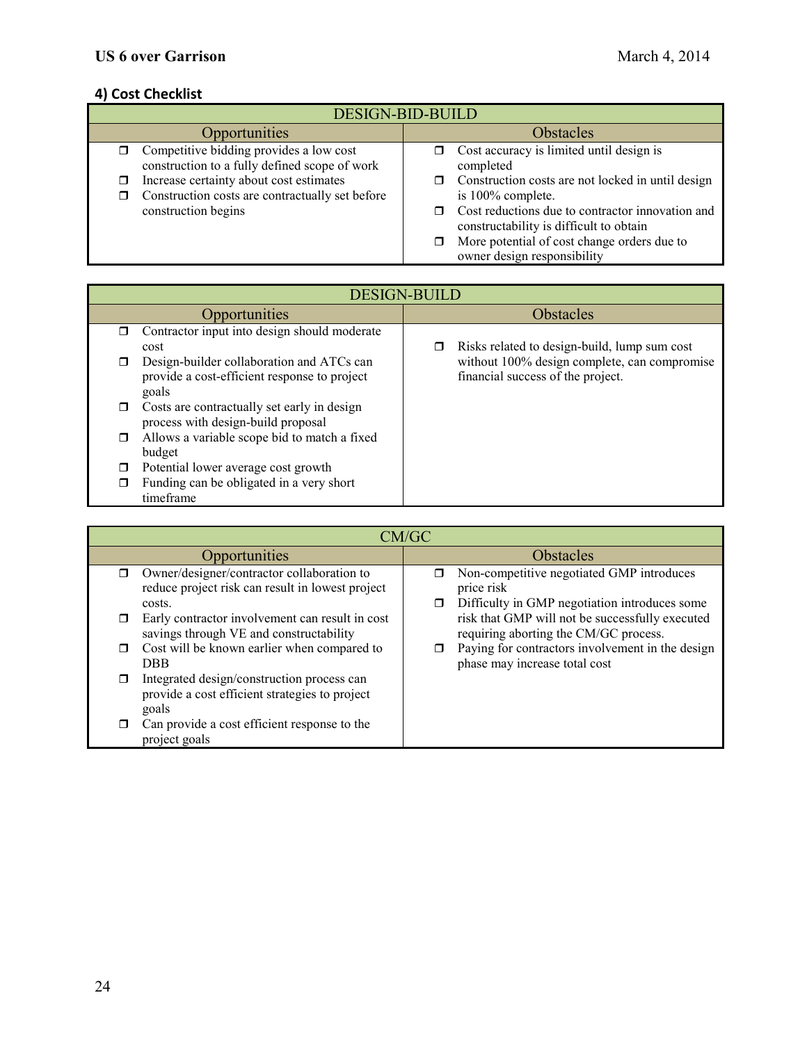### 4) Cost Checklist

| DESIGN-BID-BUILD | |
|---|---|
| **Opportunities** | **Obstacles** |
| ❒ Competitive bidding provides a low cost construction to a fully defined scope of work<br>❒ Increase certainty about cost estimates<br>❒ Construction costs are contractually set before construction begins | ❒ Cost accuracy is limited until design is completed<br>❒ Construction costs are not locked in until design is 100% complete.<br>❒ Cost reductions due to contractor innovation and constructability is difficult to obtain<br>❒ More potential of cost change orders due to owner design responsibility |

| DESIGN-BUILD | |
|---|---|
| **Opportunities** | **Obstacles** |
| ❒ Contractor input into design should moderate cost<br>❒ Design-builder collaboration and ATCs can provide a cost-efficient response to project goals<br>❒ Costs are contractually set early in design process with design-build proposal<br>❒ Allows a variable scope bid to match a fixed budget<br>❒ Potential lower average cost growth<br>❒ Funding can be obligated in a very short timeframe | ❒ Risks related to design-build, lump sum cost without 100% design complete, can compromise financial success of the project. |

| CM/GC | |
|---|---|
| **Opportunities** | **Obstacles** |
| ❒ Owner/designer/contractor collaboration to reduce project risk can result in lowest project costs.<br>❒ Early contractor involvement can result in cost savings through VE and constructability<br>❒ Cost will be known earlier when compared to DBB<br>❒ Integrated design/construction process can provide a cost efficient strategies to project goals<br>❒ Can provide a cost efficient response to the project goals | ❒ Non-competitive negotiated GMP introduces price risk<br>❒ Difficulty in GMP negotiation introduces some risk that GMP will not be successfully executed requiring aborting the CM/GC process.<br>❒ Paying for contractors involvement in the design phase may increase total cost |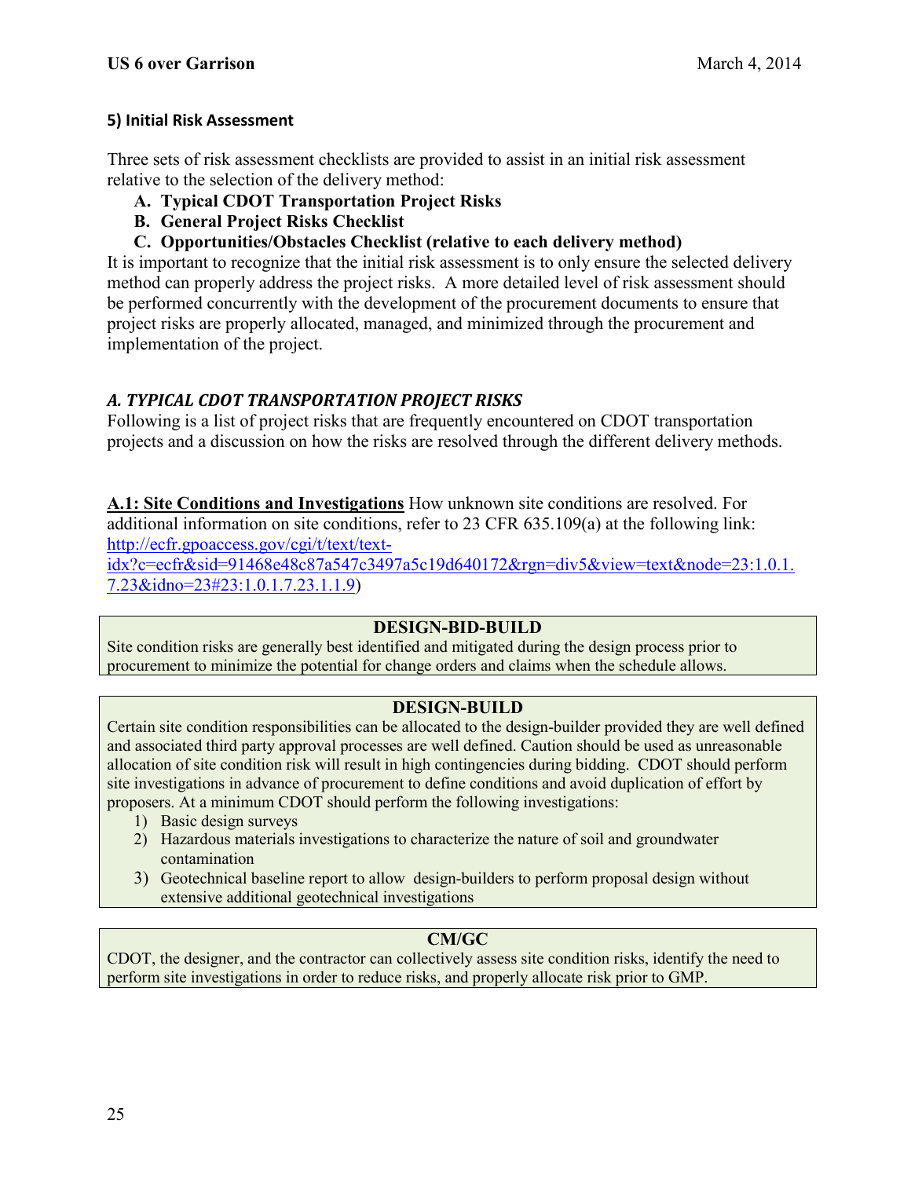## 5) Initial Risk Assessment

Three sets of risk assessment checklists are provided to assist in an initial risk assessment relative to the selection of the delivery method:

- **A. Typical CDOT Transportation Project Risks**
- **B. General Project Risks Checklist**
- **C. Opportunities/Obstacles Checklist (relative to each delivery method)**

It is important to recognize that the initial risk assessment is to only ensure the selected delivery method can properly address the project risks. A more detailed level of risk assessment should be performed concurrently with the development of the procurement documents to ensure that project risks are properly allocated, managed, and minimized through the procurement and implementation of the project.

### *A. TYPICAL CDOT TRANSPORTATION PROJECT RISKS*

Following is a list of project risks that are frequently encountered on CDOT transportation projects and a discussion on how the risks are resolved through the different delivery methods.

**A.1: Site Conditions and Investigations** How unknown site conditions are resolved. For additional information on site conditions, refer to 23 CFR 635.109(a) at the following link: [http://ecfr.gpoaccess.gov/cgi/t/text/text-idx?c=ecfr&sid=91468e48c87a547c3497a5c19d640172&rgn=div5&view=text&node=23:1.0.1.7.23&idno=23#23:1.0.1.7.23.1.1.9](http://ecfr.gpoaccess.gov/cgi/t/text/text-idx?c=ecfr&sid=91468e48c87a547c3497a5c19d640172&rgn=div5&view=text&node=23:1.0.1.7.23&idno=23#23:1.0.1.7.23.1.1.9))

**DESIGN-BID-BUILD**

Site condition risks are generally best identified and mitigated during the design process prior to procurement to minimize the potential for change orders and claims when the schedule allows.

**DESIGN-BUILD**

Certain site condition responsibilities can be allocated to the design-builder provided they are well defined and associated third party approval processes are well defined. Caution should be used as unreasonable allocation of site condition risk will result in high contingencies during bidding. CDOT should perform site investigations in advance of procurement to define conditions and avoid duplication of effort by proposers. At a minimum CDOT should perform the following investigations:

1) Basic design surveys
2) Hazardous materials investigations to characterize the nature of soil and groundwater contamination
3) Geotechnical baseline report to allow design-builders to perform proposal design without extensive additional geotechnical investigations

**CM/GC**

CDOT, the designer, and the contractor can collectively assess site condition risks, identify the need to perform site investigations in order to reduce risks, and properly allocate risk prior to GMP.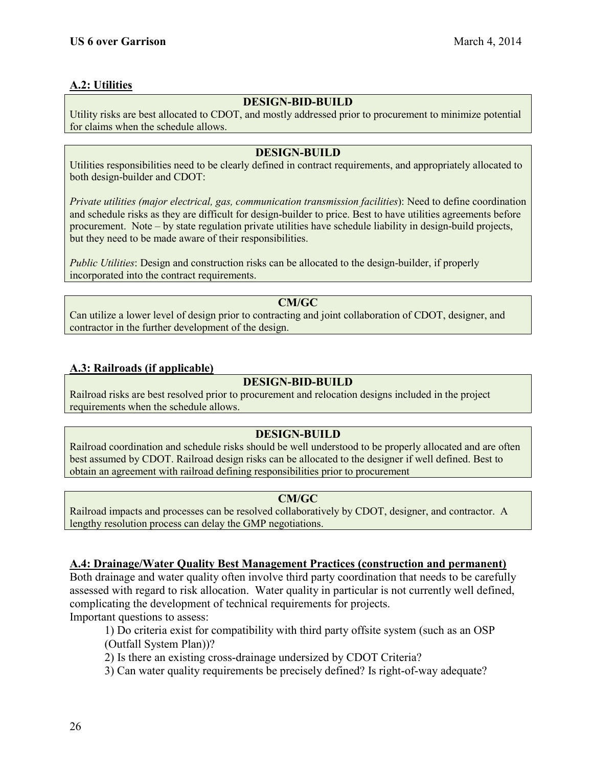## A.2: Utilities

**DESIGN-BID-BUILD**

Utility risks are best allocated to CDOT, and mostly addressed prior to procurement to minimize potential for claims when the schedule allows.

**DESIGN-BUILD**

Utilities responsibilities need to be clearly defined in contract requirements, and appropriately allocated to both design-builder and CDOT:

*Private utilities (major electrical, gas, communication transmission facilities*): Need to define coordination and schedule risks as they are difficult for design-builder to price. Best to have utilities agreements before procurement. Note – by state regulation private utilities have schedule liability in design-build projects, but they need to be made aware of their responsibilities.

*Public Utilities*: Design and construction risks can be allocated to the design-builder, if properly incorporated into the contract requirements.

**CM/GC**

Can utilize a lower level of design prior to contracting and joint collaboration of CDOT, designer, and contractor in the further development of the design.

## A.3: Railroads (if applicable)

**DESIGN-BID-BUILD**

Railroad risks are best resolved prior to procurement and relocation designs included in the project requirements when the schedule allows.

**DESIGN-BUILD**

Railroad coordination and schedule risks should be well understood to be properly allocated and are often best assumed by CDOT. Railroad design risks can be allocated to the designer if well defined. Best to obtain an agreement with railroad defining responsibilities prior to procurement

**CM/GC**

Railroad impacts and processes can be resolved collaboratively by CDOT, designer, and contractor. A lengthy resolution process can delay the GMP negotiations.

## A.4: Drainage/Water Quality Best Management Practices (construction and permanent)

Both drainage and water quality often involve third party coordination that needs to be carefully assessed with regard to risk allocation. Water quality in particular is not currently well defined, complicating the development of technical requirements for projects.

Important questions to assess:

1) Do criteria exist for compatibility with third party offsite system (such as an OSP (Outfall System Plan))?

2) Is there an existing cross-drainage undersized by CDOT Criteria?

3) Can water quality requirements be precisely defined? Is right-of-way adequate?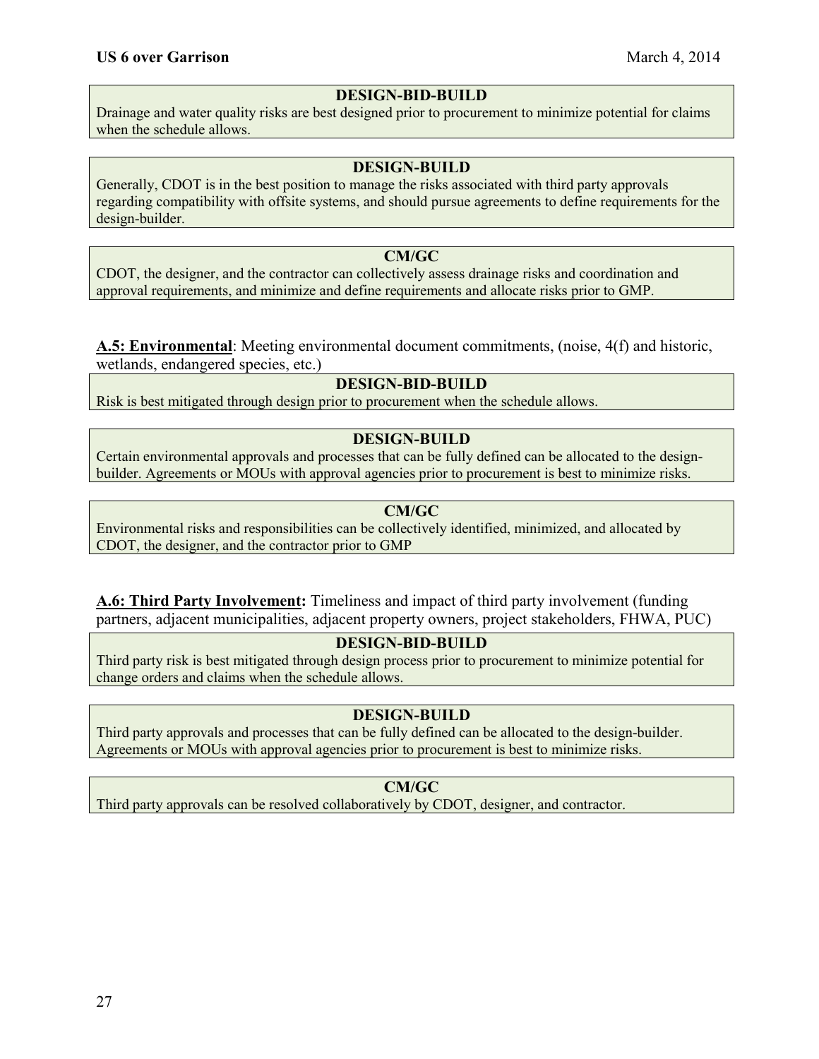**DESIGN-BID-BUILD**

Drainage and water quality risks are best designed prior to procurement to minimize potential for claims when the schedule allows.

**DESIGN-BUILD**

Generally, CDOT is in the best position to manage the risks associated with third party approvals regarding compatibility with offsite systems, and should pursue agreements to define requirements for the design-builder.

**CM/GC**

CDOT, the designer, and the contractor can collectively assess drainage risks and coordination and approval requirements, and minimize and define requirements and allocate risks prior to GMP.

**<u>A.5: Environmental</u>**: Meeting environmental document commitments, (noise, 4(f) and historic, wetlands, endangered species, etc.)

**DESIGN-BID-BUILD**

Risk is best mitigated through design prior to procurement when the schedule allows.

**DESIGN-BUILD**

Certain environmental approvals and processes that can be fully defined can be allocated to the design-builder. Agreements or MOUs with approval agencies prior to procurement is best to minimize risks.

**CM/GC**

Environmental risks and responsibilities can be collectively identified, minimized, and allocated by CDOT, the designer, and the contractor prior to GMP

**<u>A.6: Third Party Involvement</u>:** Timeliness and impact of third party involvement (funding partners, adjacent municipalities, adjacent property owners, project stakeholders, FHWA, PUC)

**DESIGN-BID-BUILD**

Third party risk is best mitigated through design process prior to procurement to minimize potential for change orders and claims when the schedule allows.

**DESIGN-BUILD**

Third party approvals and processes that can be fully defined can be allocated to the design-builder. Agreements or MOUs with approval agencies prior to procurement is best to minimize risks.

**CM/GC**

Third party approvals can be resolved collaboratively by CDOT, designer, and contractor.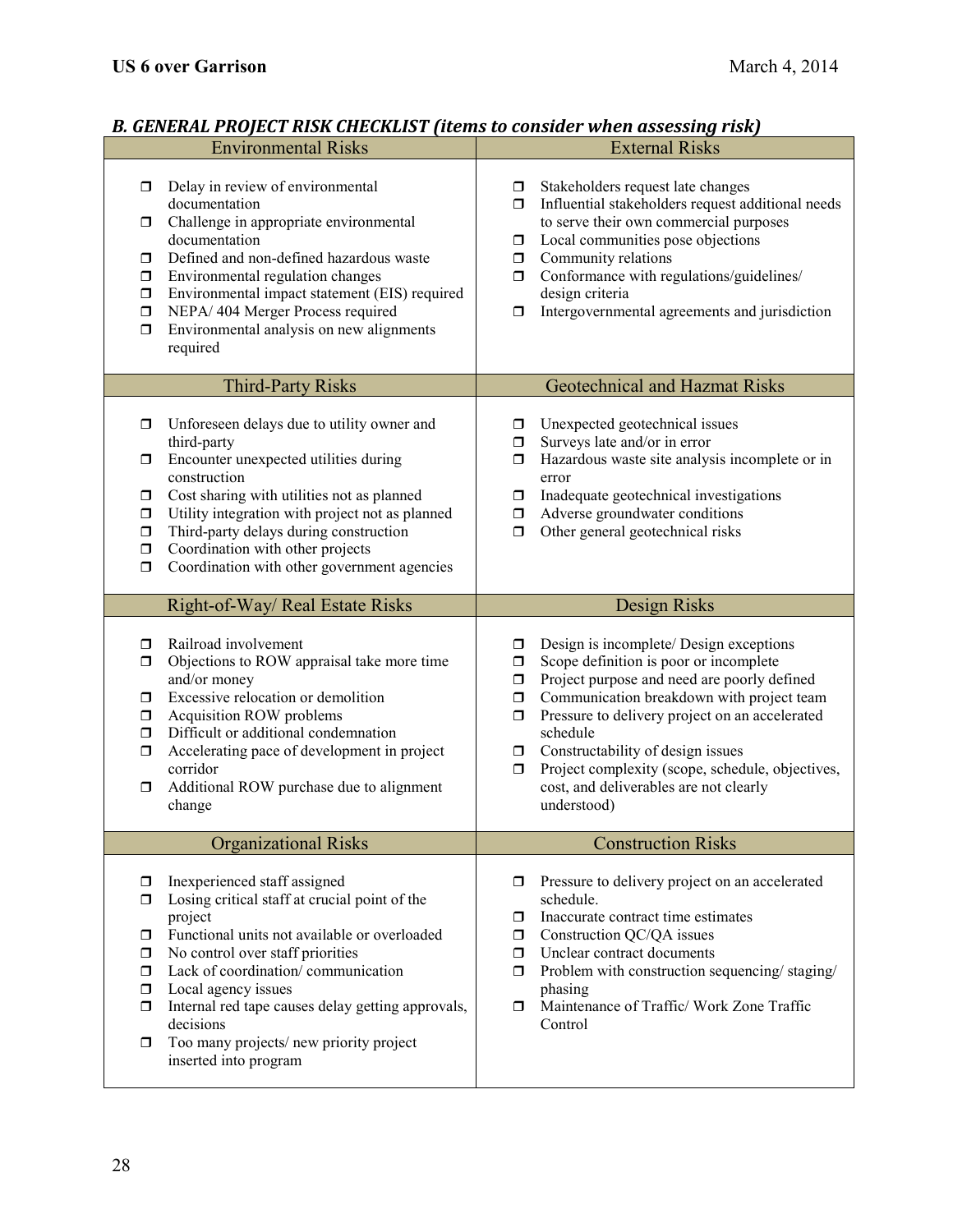### *B. GENERAL PROJECT RISK CHECKLIST (items to consider when assessing risk)*

| Environmental Risks | External Risks |
|---|---|
| ❐ Delay in review of environmental documentation<br>❐ Challenge in appropriate environmental documentation<br>❐ Defined and non-defined hazardous waste<br>❐ Environmental regulation changes<br>❐ Environmental impact statement (EIS) required<br>❐ NEPA/ 404 Merger Process required<br>❐ Environmental analysis on new alignments required | ❐ Stakeholders request late changes<br>❐ Influential stakeholders request additional needs to serve their own commercial purposes<br>❐ Local communities pose objections<br>❐ Community relations<br>❐ Conformance with regulations/guidelines/ design criteria<br>❐ Intergovernmental agreements and jurisdiction |
| **Third-Party Risks** | **Geotechnical and Hazmat Risks** |
| ❐ Unforeseen delays due to utility owner and third-party<br>❐ Encounter unexpected utilities during construction<br>❐ Cost sharing with utilities not as planned<br>❐ Utility integration with project not as planned<br>❐ Third-party delays during construction<br>❐ Coordination with other projects<br>❐ Coordination with other government agencies | ❐ Unexpected geotechnical issues<br>❐ Surveys late and/or in error<br>❐ Hazardous waste site analysis incomplete or in error<br>❐ Inadequate geotechnical investigations<br>❐ Adverse groundwater conditions<br>❐ Other general geotechnical risks |
| **Right-of-Way/ Real Estate Risks** | **Design Risks** |
| ❐ Railroad involvement<br>❐ Objections to ROW appraisal take more time and/or money<br>❐ Excessive relocation or demolition<br>❐ Acquisition ROW problems<br>❐ Difficult or additional condemnation<br>❐ Accelerating pace of development in project corridor<br>❐ Additional ROW purchase due to alignment change | ❐ Design is incomplete/ Design exceptions<br>❐ Scope definition is poor or incomplete<br>❐ Project purpose and need are poorly defined<br>❐ Communication breakdown with project team<br>❐ Pressure to delivery project on an accelerated schedule<br>❐ Constructability of design issues<br>❐ Project complexity (scope, schedule, objectives, cost, and deliverables are not clearly understood) |
| **Organizational Risks** | **Construction Risks** |
| ❐ Inexperienced staff assigned<br>❐ Losing critical staff at crucial point of the project<br>❐ Functional units not available or overloaded<br>❐ No control over staff priorities<br>❐ Lack of coordination/ communication<br>❐ Local agency issues<br>❐ Internal red tape causes delay getting approvals, decisions<br>❐ Too many projects/ new priority project inserted into program | ❐ Pressure to delivery project on an accelerated schedule.<br>❐ Inaccurate contract time estimates<br>❐ Construction QC/QA issues<br>❐ Unclear contract documents<br>❐ Problem with construction sequencing/ staging/ phasing<br>❐ Maintenance of Traffic/ Work Zone Traffic Control |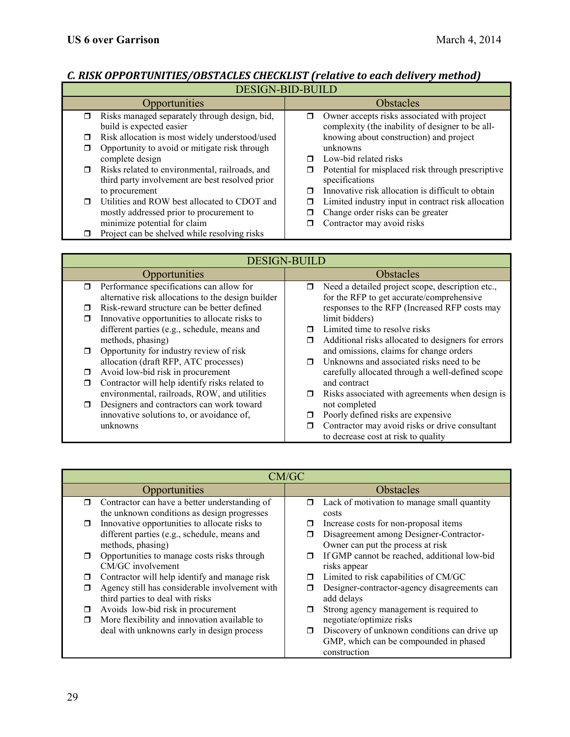### *C. RISK OPPORTUNITIES/OBSTACLES CHECKLIST (relative to each delivery method)*

| DESIGN-BID-BUILD | |
|---|---|
| **Opportunities** | **Obstacles** |
| ❒ Risks managed separately through design, bid, build is expected easier<br>❒ Risk allocation is most widely understood/used<br>❒ Opportunity to avoid or mitigate risk through complete design<br>❒ Risks related to environmental, railroads, and third party involvement are best resolved prior to procurement<br>❒ Utilities and ROW best allocated to CDOT and mostly addressed prior to procurement to minimize potential for claim<br>❒ Project can be shelved while resolving risks | ❒ Owner accepts risks associated with project complexity (the inability of designer to be all-knowing about construction) and project unknowns<br>❒ Low-bid related risks<br>❒ Potential for misplaced risk through prescriptive specifications<br>❒ Innovative risk allocation is difficult to obtain<br>❒ Limited industry input in contract risk allocation<br>❒ Change order risks can be greater<br>❒ Contractor may avoid risks |

| DESIGN-BUILD | |
|---|---|
| **Opportunities** | **Obstacles** |
| ❒ Performance specifications can allow for alternative risk allocations to the design builder<br>❒ Risk-reward structure can be better defined<br>❒ Innovative opportunities to allocate risks to different parties (e.g., schedule, means and methods, phasing)<br>❒ Opportunity for industry review of risk allocation (draft RFP, ATC processes)<br>❒ Avoid low-bid risk in procurement<br>❒ Contractor will help identify risks related to environmental, railroads, ROW, and utilities<br>❒ Designers and contractors can work toward innovative solutions to, or avoidance of, unknowns | ❒ Need a detailed project scope, description etc., for the RFP to get accurate/comprehensive responses to the RFP (Increased RFP costs may limit bidders)<br>❒ Limited time to resolve risks<br>❒ Additional risks allocated to designers for errors and omissions, claims for change orders<br>❒ Unknowns and associated risks need to be carefully allocated through a well-defined scope and contract<br>❒ Risks associated with agreements when design is not completed<br>❒ Poorly defined risks are expensive<br>❒ Contractor may avoid risks or drive consultant to decrease cost at risk to quality |

| CM/GC | |
|---|---|
| **Opportunities** | **Obstacles** |
| ❒ Contractor can have a better understanding of the unknown conditions as design progresses<br>❒ Innovative opportunities to allocate risks to different parties (e.g., schedule, means and methods, phasing)<br>❒ Opportunities to manage costs risks through CM/GC involvement<br>❒ Contractor will help identify and manage risk<br>❒ Agency still has considerable involvement with third parties to deal with risks<br>❒ Avoids low-bid risk in procurement<br>❒ More flexibility and innovation available to deal with unknowns early in design process | ❒ Lack of motivation to manage small quantity costs<br>❒ Increase costs for non-proposal items<br>❒ Disagreement among Designer-Contractor-Owner can put the process at risk<br>❒ If GMP cannot be reached, additional low-bid risks appear<br>❒ Limited to risk capabilities of CM/GC<br>❒ Designer-contractor-agency disagreements can add delays<br>❒ Strong agency management is required to negotiate/optimize risks<br>❒ Discovery of unknown conditions can drive up GMP, which can be compounded in phased construction |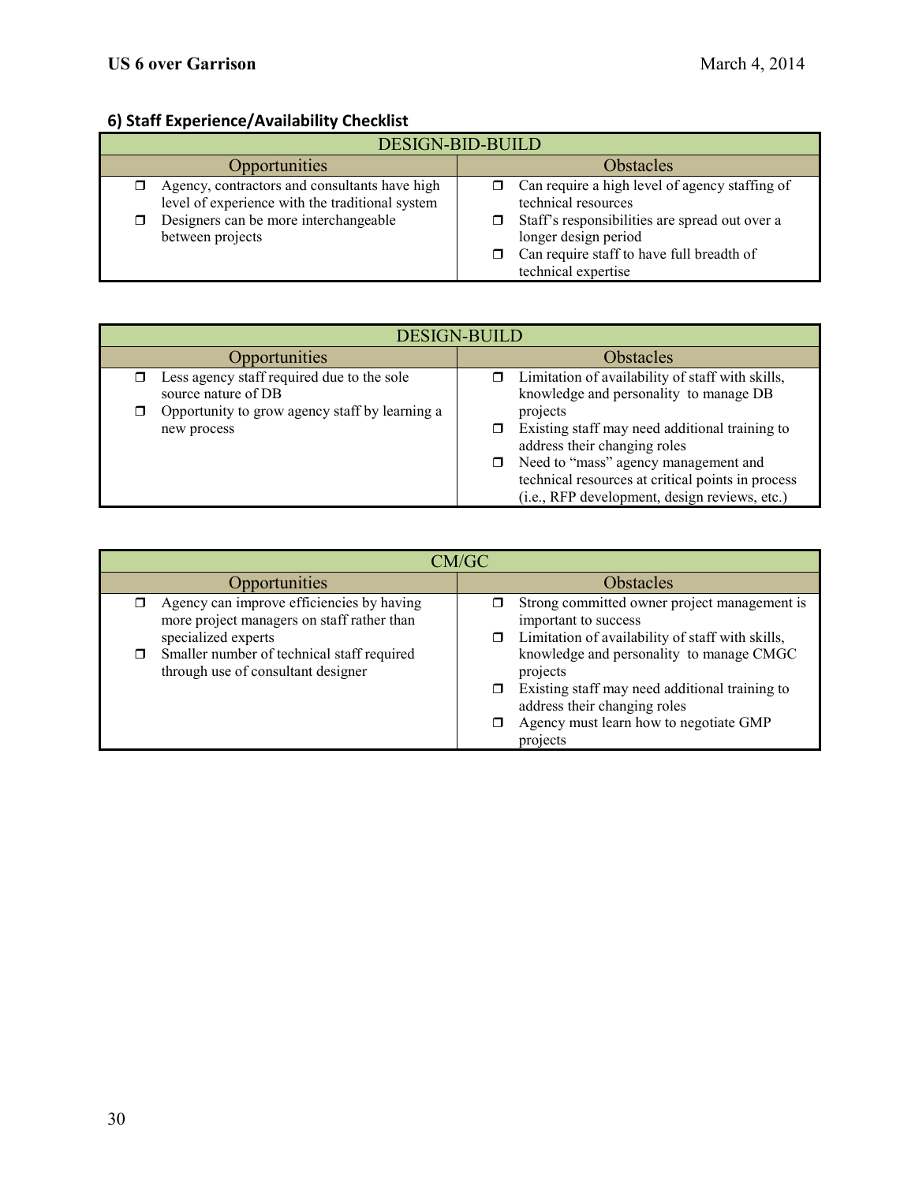### 6) Staff Experience/Availability Checklist

| DESIGN-BID-BUILD | |
|---|---|
| Opportunities | Obstacles |
| ❒ Agency, contractors and consultants have high level of experience with the traditional system<br>❒ Designers can be more interchangeable between projects | ❒ Can require a high level of agency staffing of technical resources<br>❒ Staff's responsibilities are spread out over a longer design period<br>❒ Can require staff to have full breadth of technical expertise |

| DESIGN-BUILD | |
|---|---|
| Opportunities | Obstacles |
| ❒ Less agency staff required due to the sole source nature of DB<br>❒ Opportunity to grow agency staff by learning a new process | ❒ Limitation of availability of staff with skills, knowledge and personality to manage DB projects<br>❒ Existing staff may need additional training to address their changing roles<br>❒ Need to "mass" agency management and technical resources at critical points in process (i.e., RFP development, design reviews, etc.) |

| CM/GC | |
|---|---|
| Opportunities | Obstacles |
| ❒ Agency can improve efficiencies by having more project managers on staff rather than specialized experts<br>❒ Smaller number of technical staff required through use of consultant designer | ❒ Strong committed owner project management is important to success<br>❒ Limitation of availability of staff with skills, knowledge and personality to manage CMGC projects<br>❒ Existing staff may need additional training to address their changing roles<br>❒ Agency must learn how to negotiate GMP projects |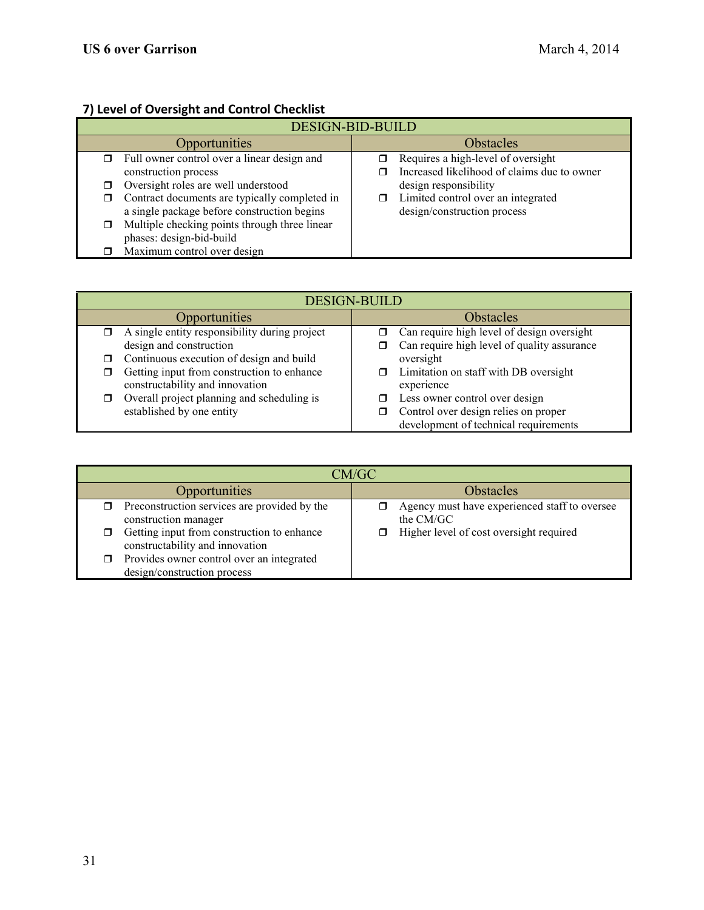## 7) Level of Oversight and Control Checklist

| DESIGN-BID-BUILD | |
|---|---|
| Opportunities | Obstacles |
| ☐ Full owner control over a linear design and construction process<br>☐ Oversight roles are well understood<br>☐ Contract documents are typically completed in a single package before construction begins<br>☐ Multiple checking points through three linear phases: design-bid-build<br>☐ Maximum control over design | ☐ Requires a high-level of oversight<br>☐ Increased likelihood of claims due to owner design responsibility<br>☐ Limited control over an integrated design/construction process |

| DESIGN-BUILD | |
|---|---|
| Opportunities | Obstacles |
| ☐ A single entity responsibility during project design and construction<br>☐ Continuous execution of design and build<br>☐ Getting input from construction to enhance constructability and innovation<br>☐ Overall project planning and scheduling is established by one entity | ☐ Can require high level of design oversight<br>☐ Can require high level of quality assurance oversight<br>☐ Limitation on staff with DB oversight experience<br>☐ Less owner control over design<br>☐ Control over design relies on proper development of technical requirements |

| CM/GC | |
|---|---|
| Opportunities | Obstacles |
| ☐ Preconstruction services are provided by the construction manager<br>☐ Getting input from construction to enhance constructability and innovation<br>☐ Provides owner control over an integrated design/construction process | ☐ Agency must have experienced staff to oversee the CM/GC<br>☐ Higher level of cost oversight required |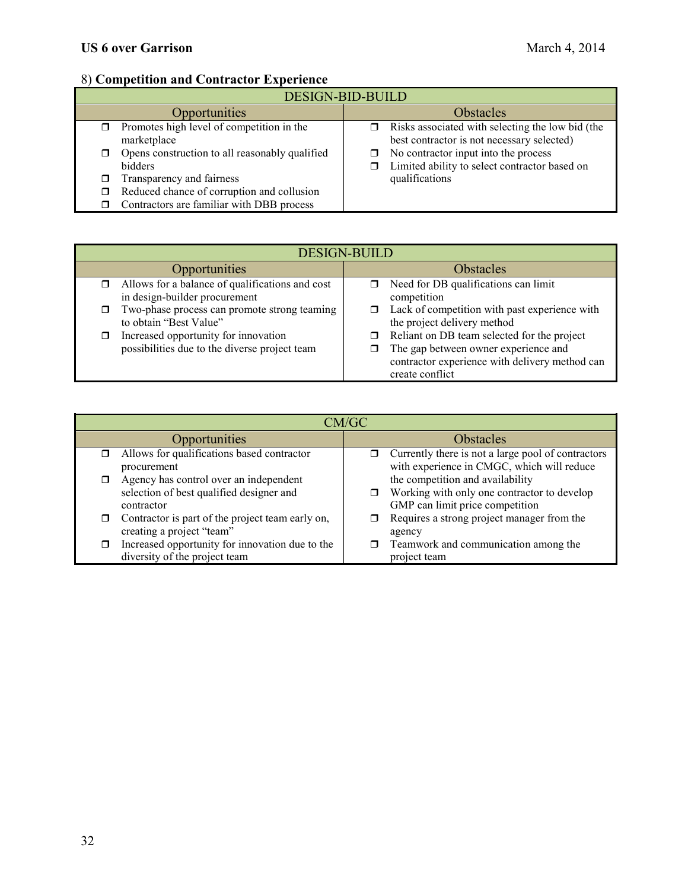## 8) **Competition and Contractor Experience**

| DESIGN-BID-BUILD | |
|---|---|
| **Opportunities** | **Obstacles** |
| ❒ Promotes high level of competition in the marketplace<br>❒ Opens construction to all reasonably qualified bidders<br>❒ Transparency and fairness<br>❒ Reduced chance of corruption and collusion<br>❒ Contractors are familiar with DBB process | ❒ Risks associated with selecting the low bid (the best contractor is not necessary selected)<br>❒ No contractor input into the process<br>❒ Limited ability to select contractor based on qualifications |

| DESIGN-BUILD | |
|---|---|
| **Opportunities** | **Obstacles** |
| ❒ Allows for a balance of qualifications and cost in design-builder procurement<br>❒ Two-phase process can promote strong teaming to obtain "Best Value"<br>❒ Increased opportunity for innovation possibilities due to the diverse project team | ❒ Need for DB qualifications can limit competition<br>❒ Lack of competition with past experience with the project delivery method<br>❒ Reliant on DB team selected for the project<br>❒ The gap between owner experience and contractor experience with delivery method can create conflict |

| CM/GC | |
|---|---|
| **Opportunities** | **Obstacles** |
| ❒ Allows for qualifications based contractor procurement<br>❒ Agency has control over an independent selection of best qualified designer and contractor<br>❒ Contractor is part of the project team early on, creating a project "team"<br>❒ Increased opportunity for innovation due to the diversity of the project team | ❒ Currently there is not a large pool of contractors with experience in CMGC, which will reduce the competition and availability<br>❒ Working with only one contractor to develop GMP can limit price competition<br>❒ Requires a strong project manager from the agency<br>❒ Teamwork and communication among the project team |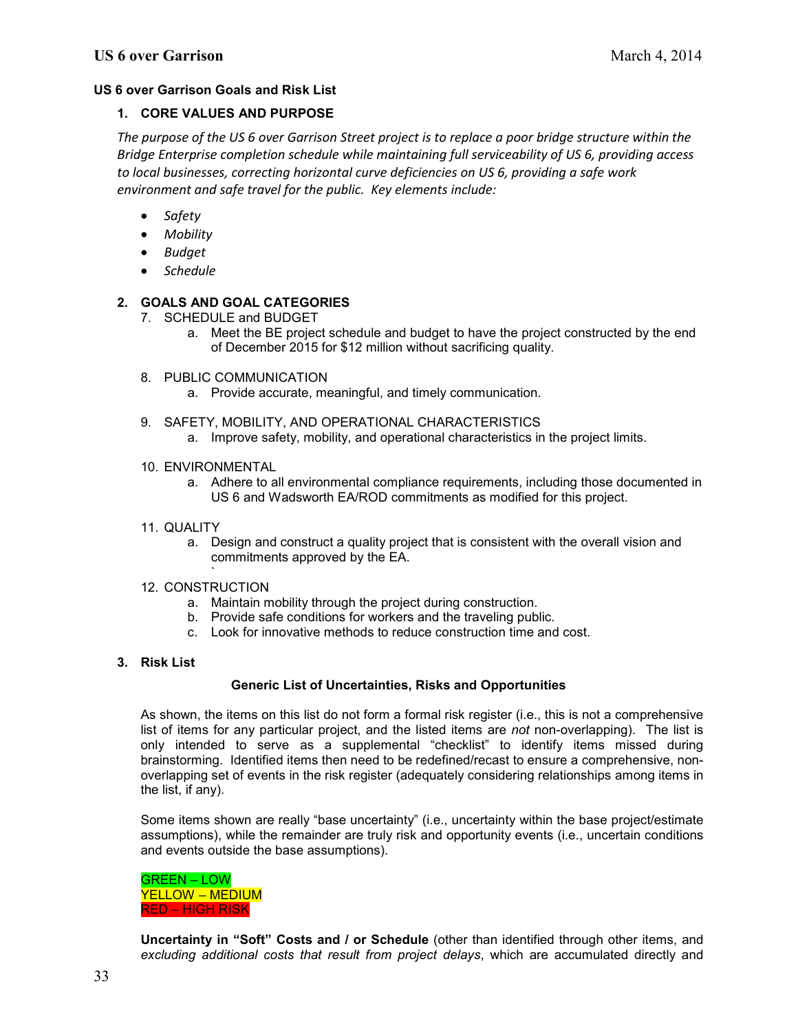## US 6 over Garrison Goals and Risk List

### 1. CORE VALUES AND PURPOSE

*The purpose of the US 6 over Garrison Street project is to replace a poor bridge structure within the Bridge Enterprise completion schedule while maintaining full serviceability of US 6, providing access to local businesses, correcting horizontal curve deficiencies on US 6, providing a safe work environment and safe travel for the public. Key elements include:*

- *Safety*
- *Mobility*
- *Budget*
- *Schedule*

### 2. GOALS AND GOAL CATEGORIES

7. SCHEDULE and BUDGET
   a. Meet the BE project schedule and budget to have the project constructed by the end of December 2015 for $12 million without sacrificing quality.

8. PUBLIC COMMUNICATION
   a. Provide accurate, meaningful, and timely communication.

9. SAFETY, MOBILITY, AND OPERATIONAL CHARACTERISTICS
   a. Improve safety, mobility, and operational characteristics in the project limits.

10. ENVIRONMENTAL
    a. Adhere to all environmental compliance requirements, including those documented in US 6 and Wadsworth EA/ROD commitments as modified for this project.

11. QUALITY
    a. Design and construct a quality project that is consistent with the overall vision and commitments approved by the EA.
    `

12. CONSTRUCTION
    a. Maintain mobility through the project during construction.
    b. Provide safe conditions for workers and the traveling public.
    c. Look for innovative methods to reduce construction time and cost.

### 3. Risk List

**Generic List of Uncertainties, Risks and Opportunities**

As shown, the items on this list do not form a formal risk register (i.e., this is not a comprehensive list of items for any particular project, and the listed items are *not* non-overlapping). The list is only intended to serve as a supplemental "checklist" to identify items missed during brainstorming. Identified items then need to be redefined/recast to ensure a comprehensive, non-overlapping set of events in the risk register (adequately considering relationships among items in the list, if any).

Some items shown are really "base uncertainty" (i.e., uncertainty within the base project/estimate assumptions), while the remainder are truly risk and opportunity events (i.e., uncertain conditions and events outside the base assumptions).

GREEN – LOW
YELLOW – MEDIUM
RED – HIGH RISK

**Uncertainty in "Soft" Costs and / or Schedule** (other than identified through other items, and *excluding additional costs that result from project delays*, which are accumulated directly and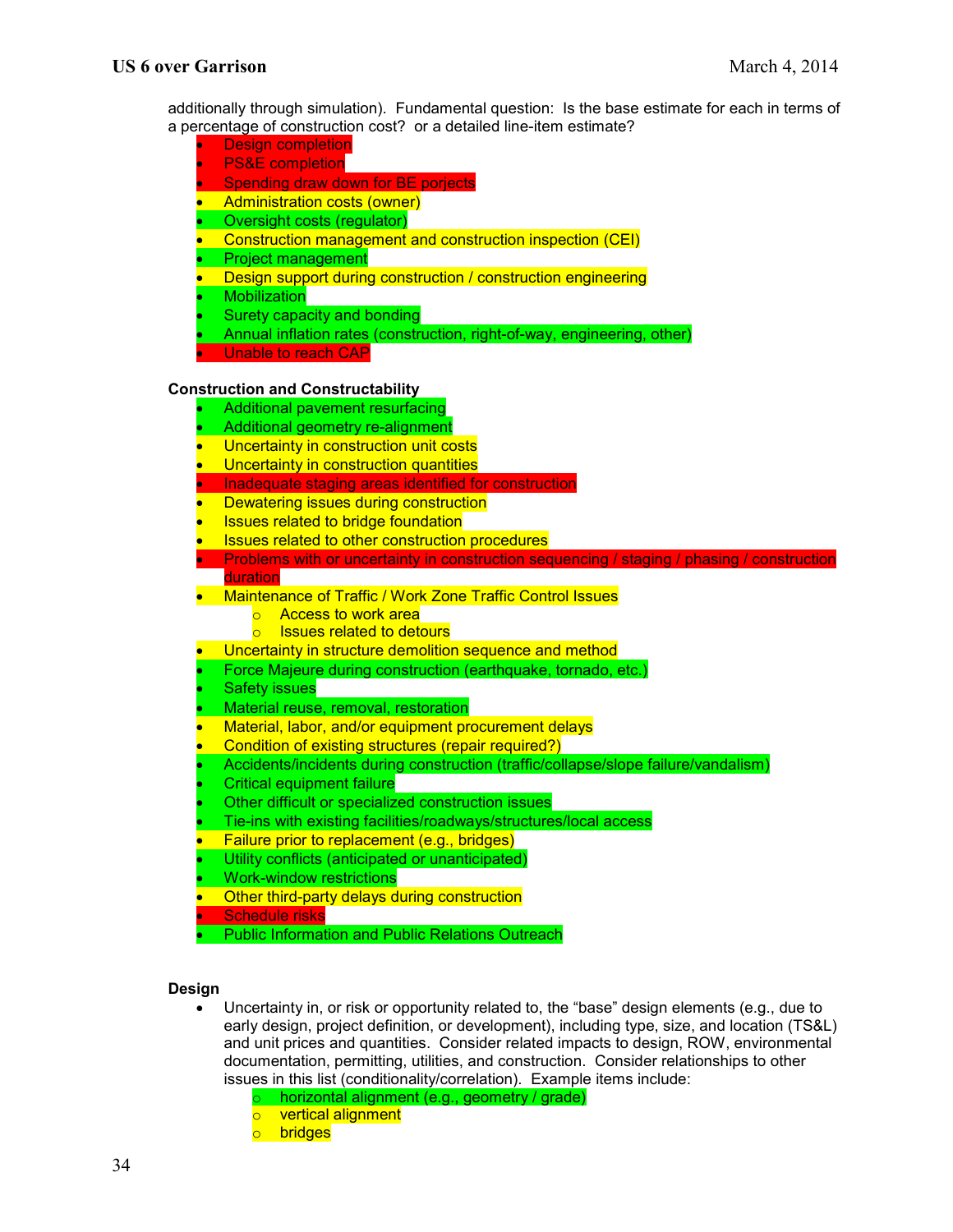additionally through simulation). Fundamental question: Is the base estimate for each in terms of a percentage of construction cost? or a detailed line-item estimate?

- Design completion
- PS&E completion
- Spending draw down for BE porjects
- Administration costs (owner)
- Oversight costs (regulator)
- Construction management and construction inspection (CEI)
- Project management
- Design support during construction / construction engineering
- Mobilization
- Surety capacity and bonding
- Annual inflation rates (construction, right-of-way, engineering, other)
- Unable to reach CAP

**Construction and Constructability**

- Additional pavement resurfacing
- Additional geometry re-alignment
- Uncertainty in construction unit costs
- Uncertainty in construction quantities
- Inadequate staging areas identified for construction
- Dewatering issues during construction
- Issues related to bridge foundation
- Issues related to other construction procedures
- Problems with or uncertainty in construction sequencing / staging / phasing / construction duration
- Maintenance of Traffic / Work Zone Traffic Control Issues
  - Access to work area
  - Issues related to detours
- Uncertainty in structure demolition sequence and method
- Force Majeure during construction (earthquake, tornado, etc.)
- Safety issues
- Material reuse, removal, restoration
- Material, labor, and/or equipment procurement delays
- Condition of existing structures (repair required?)
- Accidents/incidents during construction (traffic/collapse/slope failure/vandalism)
- Critical equipment failure
- Other difficult or specialized construction issues
- Tie-ins with existing facilities/roadways/structures/local access
- Failure prior to replacement (e.g., bridges)
- Utility conflicts (anticipated or unanticipated)
- Work-window restrictions
- Other third-party delays during construction
- Schedule risks
- Public Information and Public Relations Outreach

**Design**

- Uncertainty in, or risk or opportunity related to, the "base" design elements (e.g., due to early design, project definition, or development), including type, size, and location (TS&L) and unit prices and quantities. Consider related impacts to design, ROW, environmental documentation, permitting, utilities, and construction. Consider relationships to other issues in this list (conditionality/correlation). Example items include:
  - horizontal alignment (e.g., geometry / grade)
  - vertical alignment
  - bridges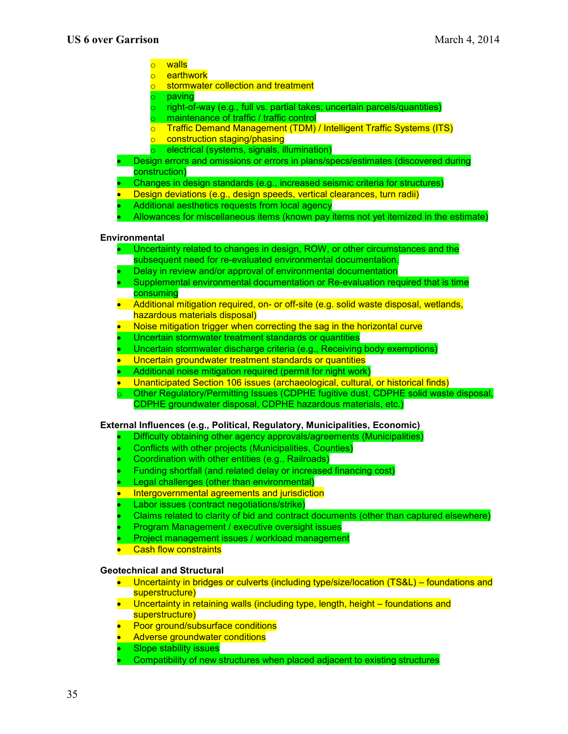- walls
  - earthwork
  - stormwater collection and treatment
  - paving
  - right-of-way (e.g., full vs. partial takes; uncertain parcels/quantities)
  - maintenance of traffic / traffic control
  - Traffic Demand Management (TDM) / Intelligent Traffic Systems (ITS)
  - construction staging/phasing
  - electrical (systems, signals, illumination)
- Design errors and omissions or errors in plans/specs/estimates (discovered during construction)
- Changes in design standards (e.g., increased seismic criteria for structures)
- Design deviations (e.g., design speeds, vertical clearances, turn radii)
- Additional aesthetics requests from local agency
- Allowances for miscellaneous items (known pay items not yet itemized in the estimate)

**Environmental**

- Uncertainty related to changes in design, ROW, or other circumstances and the subsequent need for re-evaluated environmental documentation.
- Delay in review and/or approval of environmental documentation
- Supplemental environmental documentation or Re-evaluation required that is time consuming
- Additional mitigation required, on- or off-site (e.g. solid waste disposal, wetlands, hazardous materials disposal)
- Noise mitigation trigger when correcting the sag in the horizontal curve
- Uncertain stormwater treatment standards or quantities
- Uncertain stormwater discharge criteria (e.g., Receiving body exemptions)
- Uncertain groundwater treatment standards or quantities
- Additional noise mitigation required (permit for night work)
- Unanticipated Section 106 issues (archaeological, cultural, or historical finds)
  - Other Regulatory/Permitting Issues (CDPHE fugitive dust, CDPHE solid waste disposal, CDPHE groundwater disposal, CDPHE hazardous materials, etc.)

**External Influences (e.g., Political, Regulatory, Municipalities, Economic)**

- Difficulty obtaining other agency approvals/agreements (Municipalities)
- Conflicts with other projects (Municipalities, Counties)
- Coordination with other entities (e.g., Railroads)
- Funding shortfall (and related delay or increased financing cost)
- Legal challenges (other than environmental)
- Intergovernmental agreements and jurisdiction
- Labor issues (contract negotiations/strike)
- Claims related to clarity of bid and contract documents (other than captured elsewhere)
- Program Management / executive oversight issues
- Project management issues / workload management
- Cash flow constraints

**Geotechnical and Structural**

- Uncertainty in bridges or culverts (including type/size/location (TS&L) – foundations and superstructure)
- Uncertainty in retaining walls (including type, length, height – foundations and superstructure)
- Poor ground/subsurface conditions
- Adverse groundwater conditions
- Slope stability issues
- Compatibility of new structures when placed adjacent to existing structures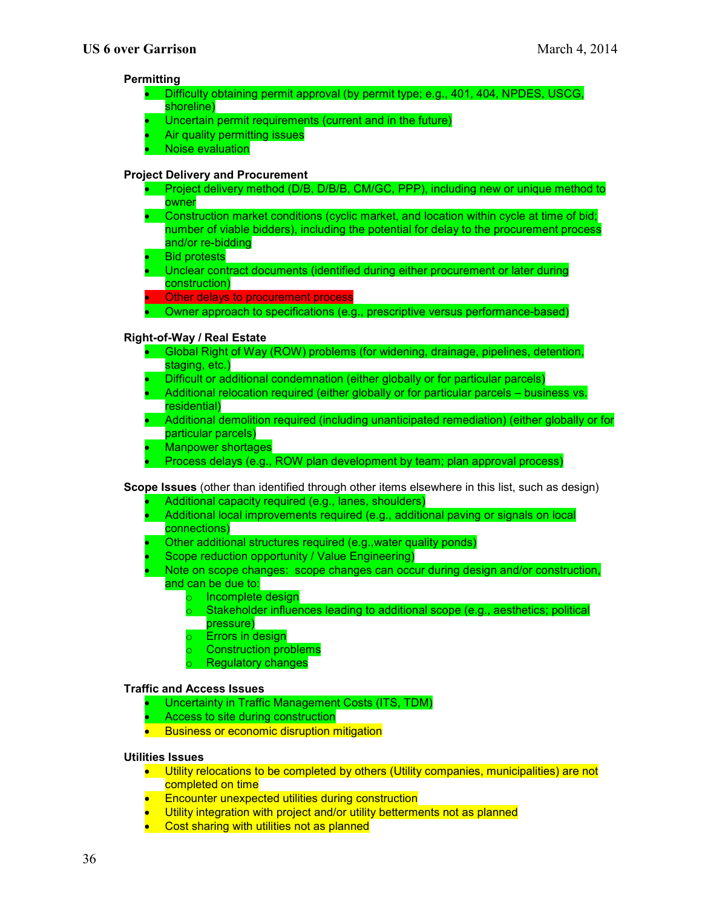**Permitting**

- Difficulty obtaining permit approval (by permit type; e.g., 401, 404, NPDES, USCG, shoreline)
- Uncertain permit requirements (current and in the future)
- Air quality permitting issues
- Noise evaluation

**Project Delivery and Procurement**

- Project delivery method (D/B, D/B/B, CM/GC, PPP), including new or unique method to owner
- Construction market conditions (cyclic market, and location within cycle at time of bid; number of viable bidders), including the potential for delay to the procurement process and/or re-bidding
- Bid protests
- Unclear contract documents (identified during either procurement or later during construction)
- Other delays to procurement process
- Owner approach to specifications (e.g., prescriptive versus performance-based)

**Right-of-Way / Real Estate**

- Global Right of Way (ROW) problems (for widening, drainage, pipelines, detention, staging, etc.)
- Difficult or additional condemnation (either globally or for particular parcels)
- Additional relocation required (either globally or for particular parcels – business vs. residential)
- Additional demolition required (including unanticipated remediation) (either globally or for particular parcels)
- Manpower shortages
- Process delays (e.g., ROW plan development by team; plan approval process)

**Scope Issues** (other than identified through other items elsewhere in this list, such as design)

- Additional capacity required (e.g., lanes, shoulders)
- Additional local improvements required (e.g., additional paving or signals on local connections)
- Other additional structures required (e.g.,water quality ponds)
- Scope reduction opportunity / Value Engineering)
- Note on scope changes: scope changes can occur during design and/or construction, and can be due to:
    - Incomplete design
    - Stakeholder influences leading to additional scope (e.g., aesthetics; political pressure)
    - Errors in design
    - Construction problems
    - Regulatory changes

**Traffic and Access Issues**

- Uncertainty in Traffic Management Costs (ITS, TDM)
- Access to site during construction
- Business or economic disruption mitigation

**Utilities Issues**

- Utility relocations to be completed by others (Utility companies, municipalities) are not completed on time
- Encounter unexpected utilities during construction
- Utility integration with project and/or utility betterments not as planned
- Cost sharing with utilities not as planned